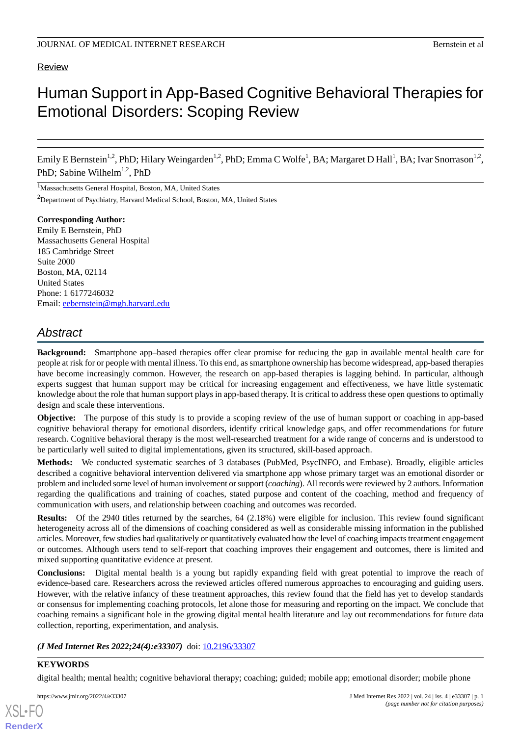Review

# Human Support in App-Based Cognitive Behavioral Therapies for Emotional Disorders: Scoping Review

Emily E Bernstein[1,2], PhD; Hilary Weingarden[1,2], PhD; Emma C Wolfe[1], BA; Margaret D Hall[1], BA; Ivar Snorrason[1,2], PhD; Sabine Wilhelm[1,2], PhD

[1]Massachusetts General Hospital, Boston, MA, United States

[2]Department of Psychiatry, Harvard Medical School, Boston, MA, United States

**Corresponding Author:**
Emily E Bernstein, PhD
Massachusetts General Hospital
185 Cambridge Street
Suite 2000
Boston, MA, 02114
United States
Phone: 1 6177246032
Email: eebernstein@mgh.harvard.edu

## Abstract

**Background:** Smartphone app–based therapies offer clear promise for reducing the gap in available mental health care for people at risk for or people with mental illness. To this end, as smartphone ownership has become widespread, app-based therapies have become increasingly common. However, the research on app-based therapies is lagging behind. In particular, although experts suggest that human support may be critical for increasing engagement and effectiveness, we have little systematic knowledge about the role that human support plays in app-based therapy. It is critical to address these open questions to optimally design and scale these interventions.

**Objective:** The purpose of this study is to provide a scoping review of the use of human support or coaching in app-based cognitive behavioral therapy for emotional disorders, identify critical knowledge gaps, and offer recommendations for future research. Cognitive behavioral therapy is the most well-researched treatment for a wide range of concerns and is understood to be particularly well suited to digital implementations, given its structured, skill-based approach.

**Methods:** We conducted systematic searches of 3 databases (PubMed, PsycINFO, and Embase). Broadly, eligible articles described a cognitive behavioral intervention delivered via smartphone app whose primary target was an emotional disorder or problem and included some level of human involvement or support (*coaching*). All records were reviewed by 2 authors. Information regarding the qualifications and training of coaches, stated purpose and content of the coaching, method and frequency of communication with users, and relationship between coaching and outcomes was recorded.

**Results:** Of the 2940 titles returned by the searches, 64 (2.18%) were eligible for inclusion. This review found significant heterogeneity across all of the dimensions of coaching considered as well as considerable missing information in the published articles. Moreover, few studies had qualitatively or quantitatively evaluated how the level of coaching impacts treatment engagement or outcomes. Although users tend to self-report that coaching improves their engagement and outcomes, there is limited and mixed supporting quantitative evidence at present.

**Conclusions:** Digital mental health is a young but rapidly expanding field with great potential to improve the reach of evidence-based care. Researchers across the reviewed articles offered numerous approaches to encouraging and guiding users. However, with the relative infancy of these treatment approaches, this review found that the field has yet to develop standards or consensus for implementing coaching protocols, let alone those for measuring and reporting on the impact. We conclude that coaching remains a significant hole in the growing digital mental health literature and lay out recommendations for future data collection, reporting, experimentation, and analysis.

***(J Med Internet Res 2022;24(4):e33307)*** doi: 10.2196/33307

**KEYWORDS**

digital health; mental health; cognitive behavioral therapy; coaching; guided; mobile app; emotional disorder; mobile phone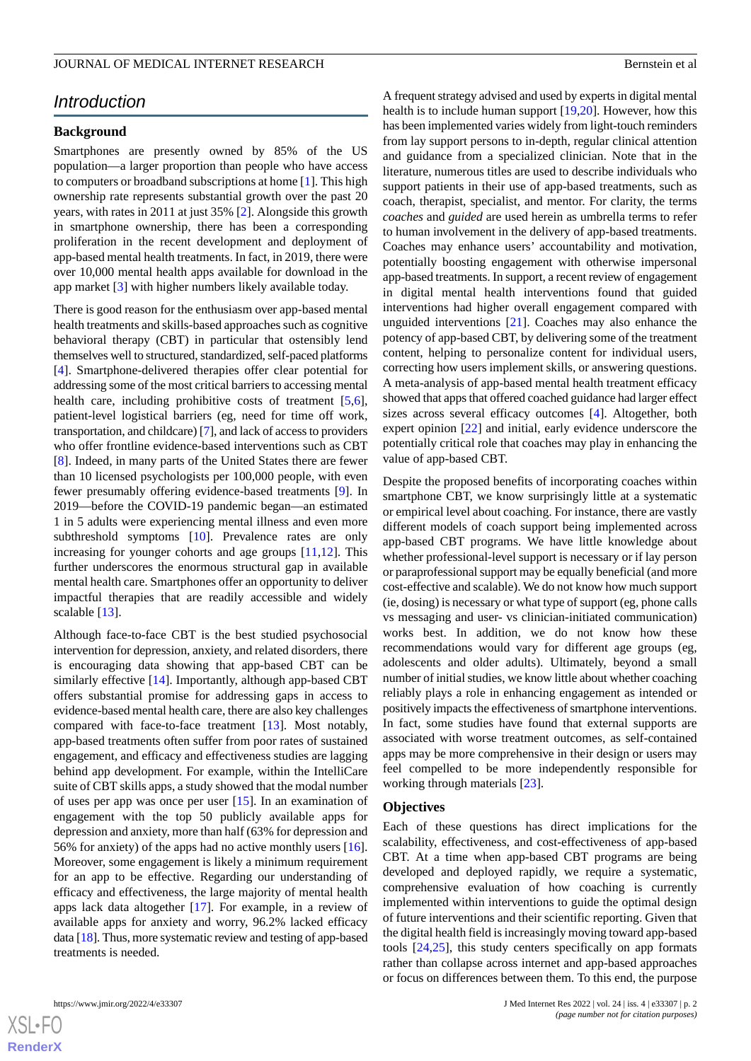## Introduction

### Background

Smartphones are presently owned by 85% of the US population—a larger proportion than people who have access to computers or broadband subscriptions at home [1]. This high ownership rate represents substantial growth over the past 20 years, with rates in 2011 at just 35% [2]. Alongside this growth in smartphone ownership, there has been a corresponding proliferation in the recent development and deployment of app-based mental health treatments. In fact, in 2019, there were over 10,000 mental health apps available for download in the app market [3] with higher numbers likely available today.

There is good reason for the enthusiasm over app-based mental health treatments and skills-based approaches such as cognitive behavioral therapy (CBT) in particular that ostensibly lend themselves well to structured, standardized, self-paced platforms [4]. Smartphone-delivered therapies offer clear potential for addressing some of the most critical barriers to accessing mental health care, including prohibitive costs of treatment [5,6], patient-level logistical barriers (eg, need for time off work, transportation, and childcare) [7], and lack of access to providers who offer frontline evidence-based interventions such as CBT [8]. Indeed, in many parts of the United States there are fewer than 10 licensed psychologists per 100,000 people, with even fewer presumably offering evidence-based treatments [9]. In 2019—before the COVID-19 pandemic began—an estimated 1 in 5 adults were experiencing mental illness and even more subthreshold symptoms [10]. Prevalence rates are only increasing for younger cohorts and age groups [11,12]. This further underscores the enormous structural gap in available mental health care. Smartphones offer an opportunity to deliver impactful therapies that are readily accessible and widely scalable [13].

Although face-to-face CBT is the best studied psychosocial intervention for depression, anxiety, and related disorders, there is encouraging data showing that app-based CBT can be similarly effective [14]. Importantly, although app-based CBT offers substantial promise for addressing gaps in access to evidence-based mental health care, there are also key challenges compared with face-to-face treatment [13]. Most notably, app-based treatments often suffer from poor rates of sustained engagement, and efficacy and effectiveness studies are lagging behind app development. For example, within the IntelliCare suite of CBT skills apps, a study showed that the modal number of uses per app was once per user [15]. In an examination of engagement with the top 50 publicly available apps for depression and anxiety, more than half (63% for depression and 56% for anxiety) of the apps had no active monthly users [16]. Moreover, some engagement is likely a minimum requirement for an app to be effective. Regarding our understanding of efficacy and effectiveness, the large majority of mental health apps lack data altogether [17]. For example, in a review of available apps for anxiety and worry, 96.2% lacked efficacy data [18]. Thus, more systematic review and testing of app-based treatments is needed.

A frequent strategy advised and used by experts in digital mental health is to include human support [19,20]. However, how this has been implemented varies widely from light-touch reminders from lay support persons to in-depth, regular clinical attention and guidance from a specialized clinician. Note that in the literature, numerous titles are used to describe individuals who support patients in their use of app-based treatments, such as coach, therapist, specialist, and mentor. For clarity, the terms *coaches* and *guided* are used herein as umbrella terms to refer to human involvement in the delivery of app-based treatments. Coaches may enhance users' accountability and motivation, potentially boosting engagement with otherwise impersonal app-based treatments. In support, a recent review of engagement in digital mental health interventions found that guided interventions had higher overall engagement compared with unguided interventions [21]. Coaches may also enhance the potency of app-based CBT, by delivering some of the treatment content, helping to personalize content for individual users, correcting how users implement skills, or answering questions. A meta-analysis of app-based mental health treatment efficacy showed that apps that offered coached guidance had larger effect sizes across several efficacy outcomes [4]. Altogether, both expert opinion [22] and initial, early evidence underscore the potentially critical role that coaches may play in enhancing the value of app-based CBT.

Despite the proposed benefits of incorporating coaches within smartphone CBT, we know surprisingly little at a systematic or empirical level about coaching. For instance, there are vastly different models of coach support being implemented across app-based CBT programs. We have little knowledge about whether professional-level support is necessary or if lay person or paraprofessional support may be equally beneficial (and more cost-effective and scalable). We do not know how much support (ie, dosing) is necessary or what type of support (eg, phone calls vs messaging and user- vs clinician-initiated communication) works best. In addition, we do not know how these recommendations would vary for different age groups (eg, adolescents and older adults). Ultimately, beyond a small number of initial studies, we know little about whether coaching reliably plays a role in enhancing engagement as intended or positively impacts the effectiveness of smartphone interventions. In fact, some studies have found that external supports are associated with worse treatment outcomes, as self-contained apps may be more comprehensive in their design or users may feel compelled to be more independently responsible for working through materials [23].

### Objectives

Each of these questions has direct implications for the scalability, effectiveness, and cost-effectiveness of app-based CBT. At a time when app-based CBT programs are being developed and deployed rapidly, we require a systematic, comprehensive evaluation of how coaching is currently implemented within interventions to guide the optimal design of future interventions and their scientific reporting. Given that the digital health field is increasingly moving toward app-based tools [24,25], this study centers specifically on app formats rather than collapse across internet and app-based approaches or focus on differences between them. To this end, the purpose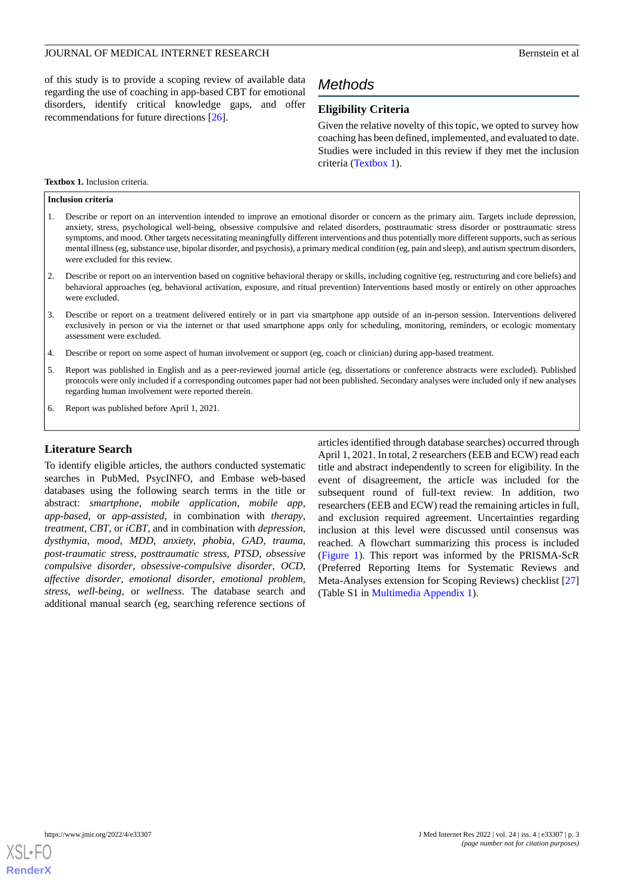of this study is to provide a scoping review of available data regarding the use of coaching in app-based CBT for emotional disorders, identify critical knowledge gaps, and offer recommendations for future directions [26].

## Methods

### Eligibility Criteria

Given the relative novelty of this topic, we opted to survey how coaching has been defined, implemented, and evaluated to date. Studies were included in this review if they met the inclusion criteria (Textbox 1).

**Textbox 1.** Inclusion criteria.

**Inclusion criteria**

1. Describe or report on an intervention intended to improve an emotional disorder or concern as the primary aim. Targets include depression, anxiety, stress, psychological well-being, obsessive compulsive and related disorders, posttraumatic stress disorder or posttraumatic stress symptoms, and mood. Other targets necessitating meaningfully different interventions and thus potentially more different supports, such as serious mental illness (eg, substance use, bipolar disorder, and psychosis), a primary medical condition (eg, pain and sleep), and autism spectrum disorders, were excluded for this review.
2. Describe or report on an intervention based on cognitive behavioral therapy or skills, including cognitive (eg, restructuring and core beliefs) and behavioral approaches (eg, behavioral activation, exposure, and ritual prevention) Interventions based mostly or entirely on other approaches were excluded.
3. Describe or report on a treatment delivered entirely or in part via smartphone app outside of an in-person session. Interventions delivered exclusively in person or via the internet or that used smartphone apps only for scheduling, monitoring, reminders, or ecologic momentary assessment were excluded.
4. Describe or report on some aspect of human involvement or support (eg, coach or clinician) during app-based treatment.
5. Report was published in English and as a peer-reviewed journal article (eg, dissertations or conference abstracts were excluded). Published protocols were only included if a corresponding outcomes paper had not been published. Secondary analyses were included only if new analyses regarding human involvement were reported therein.
6. Report was published before April 1, 2021.

### Literature Search

To identify eligible articles, the authors conducted systematic searches in PubMed, PsycINFO, and Embase web-based databases using the following search terms in the title or abstract: *smartphone*, *mobile application*, *mobile app*, *app-based*, or *app-assisted*, in combination with *therapy*, *treatment*, *CBT*, or *iCBT*, and in combination with *depression*, *dysthymia*, *mood*, *MDD*, *anxiety*, *phobia*, *GAD*, *trauma*, *post-traumatic stress*, *posttraumatic stress*, *PTSD*, *obsessive compulsive disorder*, *obsessive-compulsive disorder*, *OCD*, *affective disorder*, *emotional disorder*, *emotional problem*, *stress*, *well-being*, or *wellness*. The database search and additional manual search (eg, searching reference sections of articles identified through database searches) occurred through April 1, 2021. In total, 2 researchers (EEB and ECW) read each title and abstract independently to screen for eligibility. In the event of disagreement, the article was included for the subsequent round of full-text review. In addition, two researchers (EEB and ECW) read the remaining articles in full, and exclusion required agreement. Uncertainties regarding inclusion at this level were discussed until consensus was reached. A flowchart summarizing this process is included (Figure 1). This report was informed by the PRISMA-ScR (Preferred Reporting Items for Systematic Reviews and Meta-Analyses extension for Scoping Reviews) checklist [27] (Table S1 in Multimedia Appendix 1).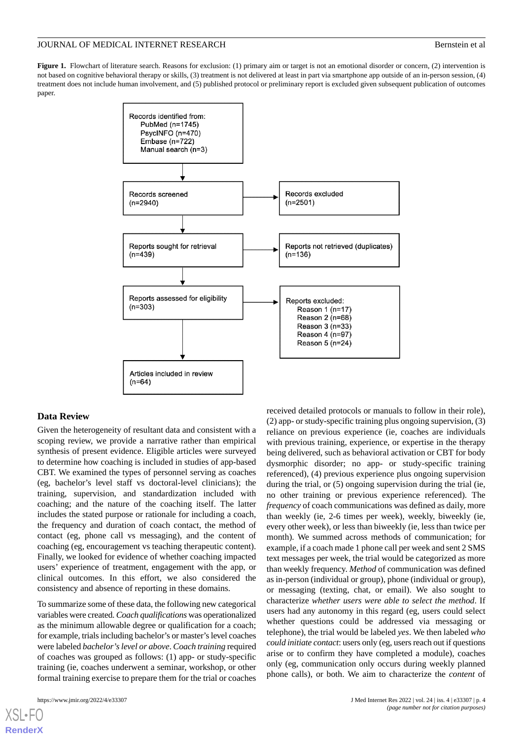**Figure 1.** Flowchart of literature search. Reasons for exclusion: (1) primary aim or target is not an emotional disorder or concern, (2) intervention is not based on cognitive behavioral therapy or skills, (3) treatment is not delivered at least in part via smartphone app outside of an in-person session, (4) treatment does not include human involvement, and (5) published protocol or preliminary report is excluded given subsequent publication of outcomes paper.

Records identified from:
- PubMed (n=1745)
- PsycINFO (n=470)
- Embase (n=722)
- Manual search (n=3)

Records screened (n=2940) → Records excluded (n=2501)

Reports sought for retrieval (n=439) → Reports not retrieved (duplicates) (n=136)

Reports assessed for eligibility (n=303) → Reports excluded:
- Reason 1 (n=17)
- Reason 2 (n=68)
- Reason 3 (n=33)
- Reason 4 (n=97)
- Reason 5 (n=24)

Articles included in review (n=64)

### Data Review

Given the heterogeneity of resultant data and consistent with a scoping review, we provide a narrative rather than empirical synthesis of present evidence. Eligible articles were surveyed to determine how coaching is included in studies of app-based CBT. We examined the types of personnel serving as coaches (eg, bachelor's level staff vs doctoral-level clinicians); the training, supervision, and standardization included with coaching; and the nature of the coaching itself. The latter includes the stated purpose or rationale for including a coach, the frequency and duration of coach contact, the method of contact (eg, phone call vs messaging), and the content of coaching (eg, encouragement vs teaching therapeutic content). Finally, we looked for evidence of whether coaching impacted users' experience of treatment, engagement with the app, or clinical outcomes. In this effort, we also considered the consistency and absence of reporting in these domains.

To summarize some of these data, the following new categorical variables were created. *Coach qualifications* was operationalized as the minimum allowable degree or qualification for a coach; for example, trials including bachelor's or master's level coaches were labeled *bachelor's level or above*. *Coach training* required of coaches was grouped as follows: (1) app- or study-specific training (ie, coaches underwent a seminar, workshop, or other formal training exercise to prepare them for the trial or coaches received detailed protocols or manuals to follow in their role), (2) app- or study-specific training plus ongoing supervision, (3) reliance on previous experience (ie, coaches are individuals with previous training, experience, or expertise in the therapy being delivered, such as behavioral activation or CBT for body dysmorphic disorder; no app- or study-specific training referenced), (4) previous experience plus ongoing supervision referenced), or (5) ongoing supervision during the trial (ie, no other training or previous experience referenced). The *frequency* of coach communications was defined as daily, more than weekly (ie, 2-6 times per week), weekly, biweekly (ie, every other week), or less than biweekly (ie, less than twice per month). We summed across methods of communication; for example, if a coach made 1 phone call per week and sent 2 SMS text messages per week, the trial would be categorized as more than weekly frequency. *Method* of communication was defined as in-person (individual or group), phone (individual or group), or messaging (texting, chat, or email). We also sought to characterize *whether users were able to select the method*. If users had any autonomy in this regard (eg, users could select whether questions could be addressed via messaging or telephone), the trial would be labeled *yes*. We then labeled *who could initiate contact*: users only (eg, users reach out if questions arise or to confirm they have completed a module), coaches only (eg, communication only occurs during weekly planned phone calls), or both. We aim to characterize the *content* of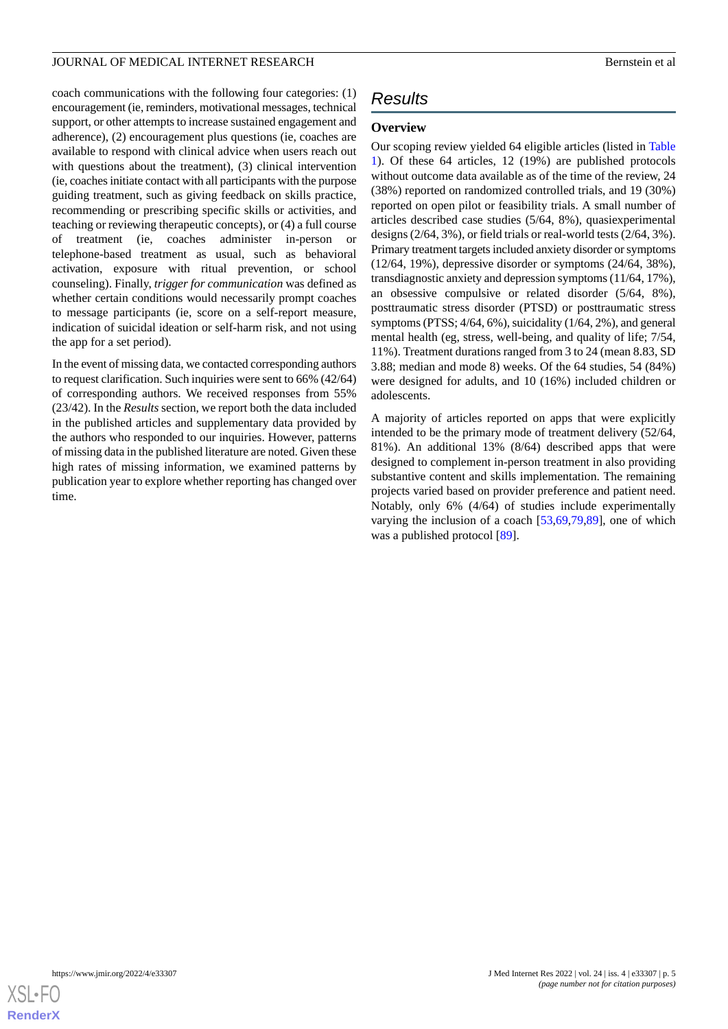coach communications with the following four categories: (1) encouragement (ie, reminders, motivational messages, technical support, or other attempts to increase sustained engagement and adherence), (2) encouragement plus questions (ie, coaches are available to respond with clinical advice when users reach out with questions about the treatment), (3) clinical intervention (ie, coaches initiate contact with all participants with the purpose guiding treatment, such as giving feedback on skills practice, recommending or prescribing specific skills or activities, and teaching or reviewing therapeutic concepts), or (4) a full course of treatment (ie, coaches administer in-person or telephone-based treatment as usual, such as behavioral activation, exposure with ritual prevention, or school counseling). Finally, *trigger for communication* was defined as whether certain conditions would necessarily prompt coaches to message participants (ie, score on a self-report measure, indication of suicidal ideation or self-harm risk, and not using the app for a set period).

In the event of missing data, we contacted corresponding authors to request clarification. Such inquiries were sent to 66% (42/64) of corresponding authors. We received responses from 55% (23/42). In the *Results* section, we report both the data included in the published articles and supplementary data provided by the authors who responded to our inquiries. However, patterns of missing data in the published literature are noted. Given these high rates of missing information, we examined patterns by publication year to explore whether reporting has changed over time.

# Results

## Overview

Our scoping review yielded 64 eligible articles (listed in Table 1). Of these 64 articles, 12 (19%) are published protocols without outcome data available as of the time of the review, 24 (38%) reported on randomized controlled trials, and 19 (30%) reported on open pilot or feasibility trials. A small number of articles described case studies (5/64, 8%), quasiexperimental designs (2/64, 3%), or field trials or real-world tests (2/64, 3%). Primary treatment targets included anxiety disorder or symptoms (12/64, 19%), depressive disorder or symptoms (24/64, 38%), transdiagnostic anxiety and depression symptoms (11/64, 17%), an obsessive compulsive or related disorder (5/64, 8%), posttraumatic stress disorder (PTSD) or posttraumatic stress symptoms (PTSS; 4/64, 6%), suicidality (1/64, 2%), and general mental health (eg, stress, well-being, and quality of life; 7/54, 11%). Treatment durations ranged from 3 to 24 (mean 8.83, SD 3.88; median and mode 8) weeks. Of the 64 studies, 54 (84%) were designed for adults, and 10 (16%) included children or adolescents.

A majority of articles reported on apps that were explicitly intended to be the primary mode of treatment delivery (52/64, 81%). An additional 13% (8/64) described apps that were designed to complement in-person treatment in also providing substantive content and skills implementation. The remaining projects varied based on provider preference and patient need. Notably, only 6% (4/64) of studies include experimentally varying the inclusion of a coach [53,69,79,89], one of which was a published protocol [89].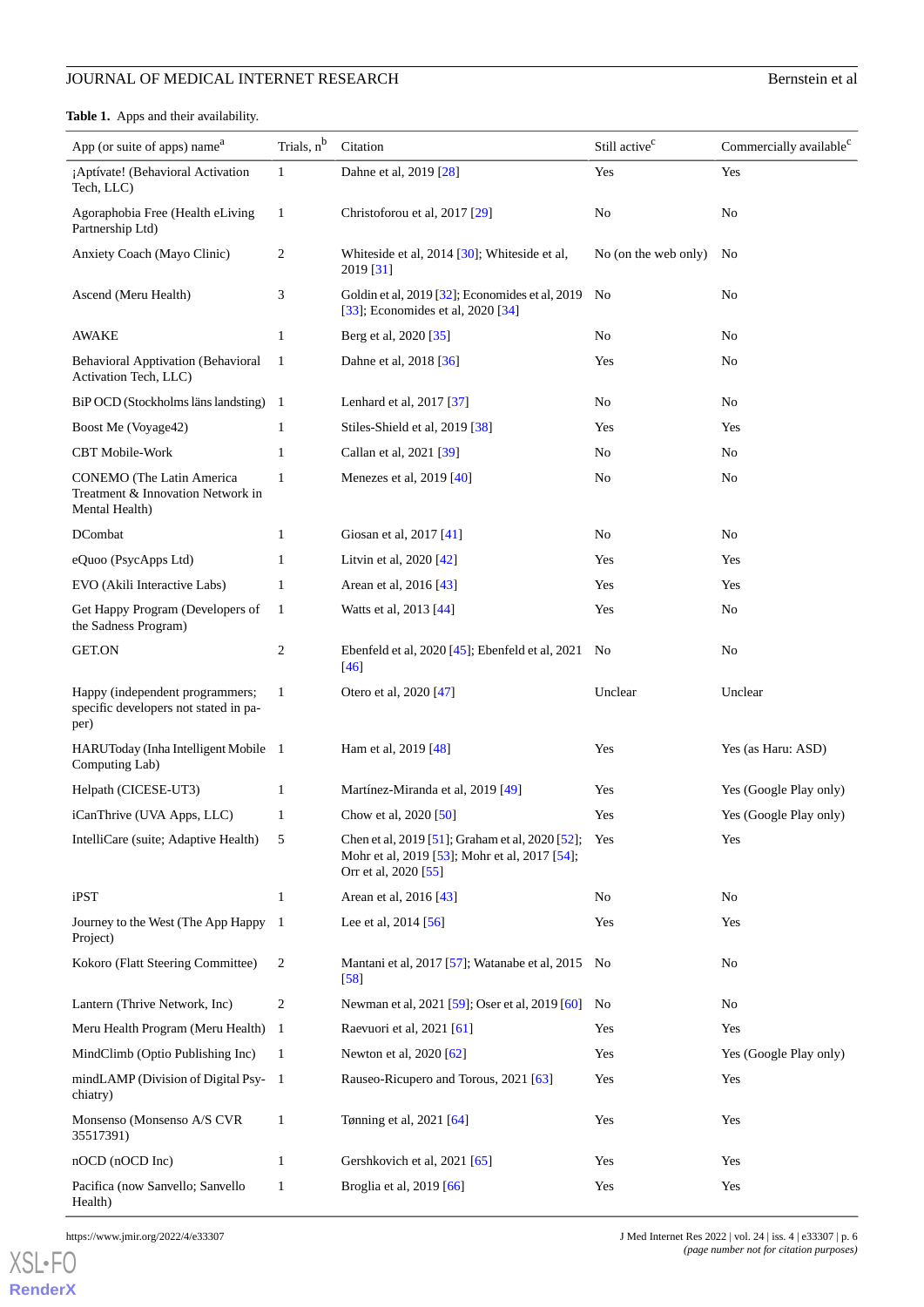**Table 1.** Apps and their availability.

| App (or suite of apps) name[a] | Trials, n[b] | Citation | Still active[c] | Commercially available[c] |
|---|---|---|---|---|
| ¡Aptívate! (Behavioral Activation Tech, LLC) | 1 | Dahne et al, 2019 [28] | Yes | Yes |
| Agoraphobia Free (Health eLiving Partnership Ltd) | 1 | Christoforou et al, 2017 [29] | No | No |
| Anxiety Coach (Mayo Clinic) | 2 | Whiteside et al, 2014 [30]; Whiteside et al, 2019 [31] | No (on the web only) | No |
| Ascend (Meru Health) | 3 | Goldin et al, 2019 [32]; Economides et al, 2019 [33]; Economides et al, 2020 [34] | No | No |
| AWAKE | 1 | Berg et al, 2020 [35] | No | No |
| Behavioral Apptivation (Behavioral Activation Tech, LLC) | 1 | Dahne et al, 2018 [36] | Yes | No |
| BiP OCD (Stockholms läns landsting) | 1 | Lenhard et al, 2017 [37] | No | No |
| Boost Me (Voyage42) | 1 | Stiles-Shield et al, 2019 [38] | Yes | Yes |
| CBT Mobile-Work | 1 | Callan et al, 2021 [39] | No | No |
| CONEMO (The Latin America Treatment & Innovation Network in Mental Health) | 1 | Menezes et al, 2019 [40] | No | No |
| DCombat | 1 | Giosan et al, 2017 [41] | No | No |
| eQuoo (PsycApps Ltd) | 1 | Litvin et al, 2020 [42] | Yes | Yes |
| EVO (Akili Interactive Labs) | 1 | Arean et al, 2016 [43] | Yes | Yes |
| Get Happy Program (Developers of the Sadness Program) | 1 | Watts et al, 2013 [44] | Yes | No |
| GET.ON | 2 | Ebenfeld et al, 2020 [45]; Ebenfeld et al, 2021 [46] | No | No |
| Happy (independent programmers; specific developers not stated in paper) | 1 | Otero et al, 2020 [47] | Unclear | Unclear |
| HARUToday (Inha Intelligent Mobile Computing Lab) | 1 | Ham et al, 2019 [48] | Yes | Yes (as Haru: ASD) |
| Helpath (CICESE-UT3) | 1 | Martínez-Miranda et al, 2019 [49] | Yes | Yes (Google Play only) |
| iCanThrive (UVA Apps, LLC) | 1 | Chow et al, 2020 [50] | Yes | Yes (Google Play only) |
| IntelliCare (suite; Adaptive Health) | 5 | Chen et al, 2019 [51]; Graham et al, 2020 [52]; Mohr et al, 2019 [53]; Mohr et al, 2017 [54]; Orr et al, 2020 [55] | Yes | Yes |
| iPST | 1 | Arean et al, 2016 [43] | No | No |
| Journey to the West (The App Happy Project) | 1 | Lee et al, 2014 [56] | Yes | Yes |
| Kokoro (Flatt Steering Committee) | 2 | Mantani et al, 2017 [57]; Watanabe et al, 2015 [58] | No | No |
| Lantern (Thrive Network, Inc) | 2 | Newman et al, 2021 [59]; Oser et al, 2019 [60] | No | No |
| Meru Health Program (Meru Health) | 1 | Raevuori et al, 2021 [61] | Yes | Yes |
| MindClimb (Optio Publishing Inc) | 1 | Newton et al, 2020 [62] | Yes | Yes (Google Play only) |
| mindLAMP (Division of Digital Psychiatry) | 1 | Rauseo-Ricupero and Torous, 2021 [63] | Yes | Yes |
| Monsenso (Monsenso A/S CVR 35517391) | 1 | Tønning et al, 2021 [64] | Yes | Yes |
| nOCD (nOCD Inc) | 1 | Gershkovich et al, 2021 [65] | Yes | Yes |
| Pacifica (now Sanvello; Sanvello Health) | 1 | Broglia et al, 2019 [66] | Yes | Yes |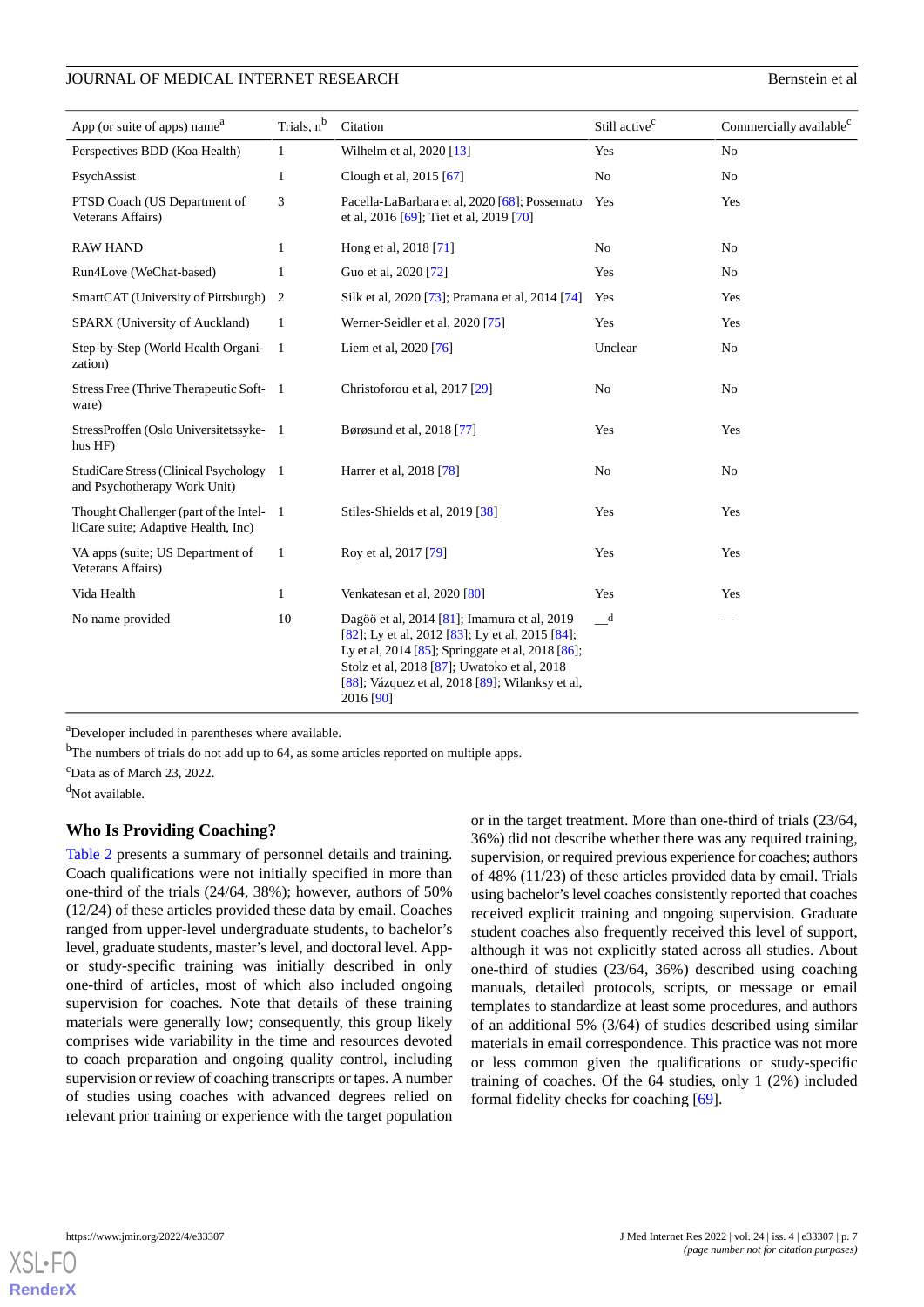| App (or suite of apps) name[a] | Trials, n[b] | Citation | Still active[c] | Commercially available[c] |
|---|---|---|---|---|
| Perspectives BDD (Koa Health) | 1 | Wilhelm et al, 2020 [13] | Yes | No |
| PsychAssist | 1 | Clough et al, 2015 [67] | No | No |
| PTSD Coach (US Department of Veterans Affairs) | 3 | Pacella-LaBarbara et al, 2020 [68]; Possemato et al, 2016 [69]; Tiet et al, 2019 [70] | Yes | Yes |
| RAW HAND | 1 | Hong et al, 2018 [71] | No | No |
| Run4Love (WeChat-based) | 1 | Guo et al, 2020 [72] | Yes | No |
| SmartCAT (University of Pittsburgh) | 2 | Silk et al, 2020 [73]; Pramana et al, 2014 [74] | Yes | Yes |
| SPARX (University of Auckland) | 1 | Werner-Seidler et al, 2020 [75] | Yes | Yes |
| Step-by-Step (World Health Organization) | 1 | Liem et al, 2020 [76] | Unclear | No |
| Stress Free (Thrive Therapeutic Software) | 1 | Christoforou et al, 2017 [29] | No | No |
| StressProffen (Oslo Universitetssykehus HF) | 1 | Børøsund et al, 2018 [77] | Yes | Yes |
| StudiCare Stress (Clinical Psychology and Psychotherapy Work Unit) | 1 | Harrer et al, 2018 [78] | No | No |
| Thought Challenger (part of the IntelliCare suite; Adaptive Health, Inc) | 1 | Stiles-Shields et al, 2019 [38] | Yes | Yes |
| VA apps (suite; US Department of Veterans Affairs) | 1 | Roy et al, 2017 [79] | Yes | Yes |
| Vida Health | 1 | Venkatesan et al, 2020 [80] | Yes | Yes |
| No name provided | 10 | Dagöö et al, 2014 [81]; Imamura et al, 2019 [82]; Ly et al, 2012 [83]; Ly et al, 2015 [84]; Ly et al, 2014 [85]; Springgate et al, 2018 [86]; Stolz et al, 2018 [87]; Uwatoko et al, 2018 [88]; Vázquez et al, 2018 [89]; Wilansky et al, 2016 [90] | —[d] | — |

[a]Developer included in parentheses where available.

[b]The numbers of trials do not add up to 64, as some articles reported on multiple apps.

[c]Data as of March 23, 2022.

[d]Not available.

### Who Is Providing Coaching?

Table 2 presents a summary of personnel details and training. Coach qualifications were not initially specified in more than one-third of the trials (24/64, 38%); however, authors of 50% (12/24) of these articles provided these data by email. Coaches ranged from upper-level undergraduate students, to bachelor's level, graduate students, master's level, and doctoral level. App- or study-specific training was initially described in only one-third of articles, most of which also included ongoing supervision for coaches. Note that details of these training materials were generally low; consequently, this group likely comprises wide variability in the time and resources devoted to coach preparation and ongoing quality control, including supervision or review of coaching transcripts or tapes. A number of studies using coaches with advanced degrees relied on relevant prior training or experience with the target population or in the target treatment. More than one-third of trials (23/64, 36%) did not describe whether there was any required training, supervision, or required previous experience for coaches; authors of 48% (11/23) of these articles provided data by email. Trials using bachelor's level coaches consistently reported that coaches received explicit training and ongoing supervision. Graduate student coaches also frequently received this level of support, although it was not explicitly stated across all studies. About one-third of studies (23/64, 36%) described using coaching manuals, detailed protocols, scripts, or message or email templates to standardize at least some procedures, and authors of an additional 5% (3/64) of studies described using similar materials in email correspondence. This practice was not more or less common given the qualifications or study-specific training of coaches. Of the 64 studies, only 1 (2%) included formal fidelity checks for coaching [69].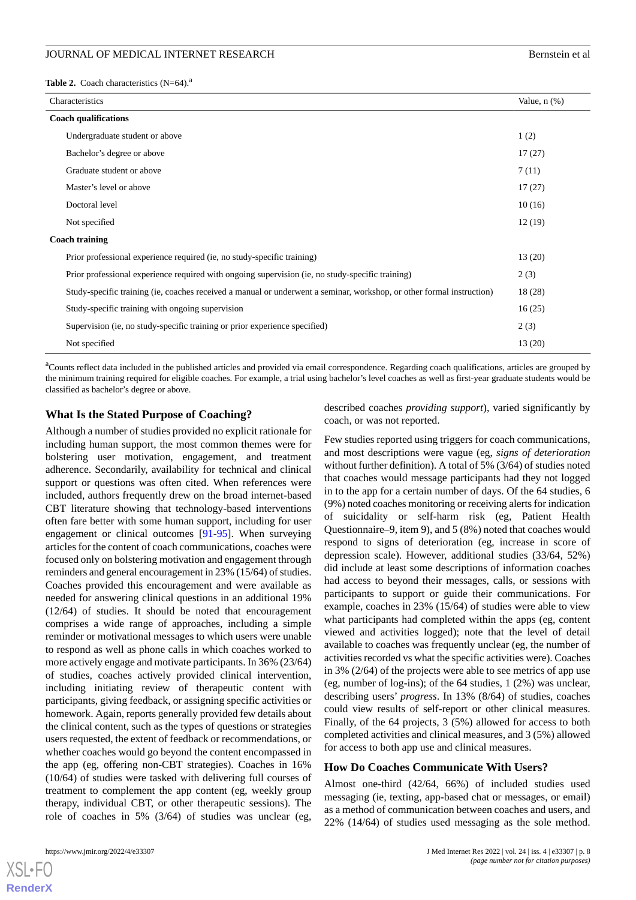**Table 2.** Coach characteristics (N=64).[a]

| Characteristics | Value, n (%) |
|---|---|
| **Coach qualifications** | |
| Undergraduate student or above | 1 (2) |
| Bachelor's degree or above | 17 (27) |
| Graduate student or above | 7 (11) |
| Master's level or above | 17 (27) |
| Doctoral level | 10 (16) |
| Not specified | 12 (19) |
| **Coach training** | |
| Prior professional experience required (ie, no study-specific training) | 13 (20) |
| Prior professional experience required with ongoing supervision (ie, no study-specific training) | 2 (3) |
| Study-specific training (ie, coaches received a manual or underwent a seminar, workshop, or other formal instruction) | 18 (28) |
| Study-specific training with ongoing supervision | 16 (25) |
| Supervision (ie, no study-specific training or prior experience specified) | 2 (3) |
| Not specified | 13 (20) |

[a]Counts reflect data included in the published articles and provided via email correspondence. Regarding coach qualifications, articles are grouped by the minimum training required for eligible coaches. For example, a trial using bachelor's level coaches as well as first-year graduate students would be classified as bachelor's degree or above.

### What Is the Stated Purpose of Coaching?

Although a number of studies provided no explicit rationale for including human support, the most common themes were for bolstering user motivation, engagement, and treatment adherence. Secondarily, availability for technical and clinical support or questions was often cited. When references were included, authors frequently drew on the broad internet-based CBT literature showing that technology-based interventions often fare better with some human support, including for user engagement or clinical outcomes [91-95]. When surveying articles for the content of coach communications, coaches were focused only on bolstering motivation and engagement through reminders and general encouragement in 23% (15/64) of studies. Coaches provided this encouragement and were available as needed for answering clinical questions in an additional 19% (12/64) of studies. It should be noted that encouragement comprises a wide range of approaches, including a simple reminder or motivational messages to which users were unable to respond as well as phone calls in which coaches worked to more actively engage and motivate participants. In 36% (23/64) of studies, coaches actively provided clinical intervention, including initiating review of therapeutic content with participants, giving feedback, or assigning specific activities or homework. Again, reports generally provided few details about the clinical content, such as the types of questions or strategies users requested, the extent of feedback or recommendations, or whether coaches would go beyond the content encompassed in the app (eg, offering non-CBT strategies). Coaches in 16% (10/64) of studies were tasked with delivering full courses of treatment to complement the app content (eg, weekly group therapy, individual CBT, or other therapeutic sessions). The role of coaches in 5% (3/64) of studies was unclear (eg, described coaches *providing support*), varied significantly by coach, or was not reported.

Few studies reported using triggers for coach communications, and most descriptions were vague (eg, *signs of deterioration* without further definition). A total of 5% (3/64) of studies noted that coaches would message participants had they not logged in to the app for a certain number of days. Of the 64 studies, 6 (9%) noted coaches monitoring or receiving alerts for indication of suicidality or self-harm risk (eg, Patient Health Questionnaire–9, item 9), and 5 (8%) noted that coaches would respond to signs of deterioration (eg, increase in score of depression scale). However, additional studies (33/64, 52%) did include at least some descriptions of information coaches had access to beyond their messages, calls, or sessions with participants to support or guide their communications. For example, coaches in 23% (15/64) of studies were able to view what participants had completed within the apps (eg, content viewed and activities logged); note that the level of detail available to coaches was frequently unclear (eg, the number of activities recorded vs what the specific activities were). Coaches in 3% (2/64) of the projects were able to see metrics of app use (eg, number of log-ins); of the 64 studies, 1 (2%) was unclear, describing users' *progress*. In 13% (8/64) of studies, coaches could view results of self-report or other clinical measures. Finally, of the 64 projects, 3 (5%) allowed for access to both completed activities and clinical measures, and 3 (5%) allowed for access to both app use and clinical measures.

### How Do Coaches Communicate With Users?

Almost one-third (42/64, 66%) of included studies used messaging (ie, texting, app-based chat or messages, or email) as a method of communication between coaches and users, and 22% (14/64) of studies used messaging as the sole method.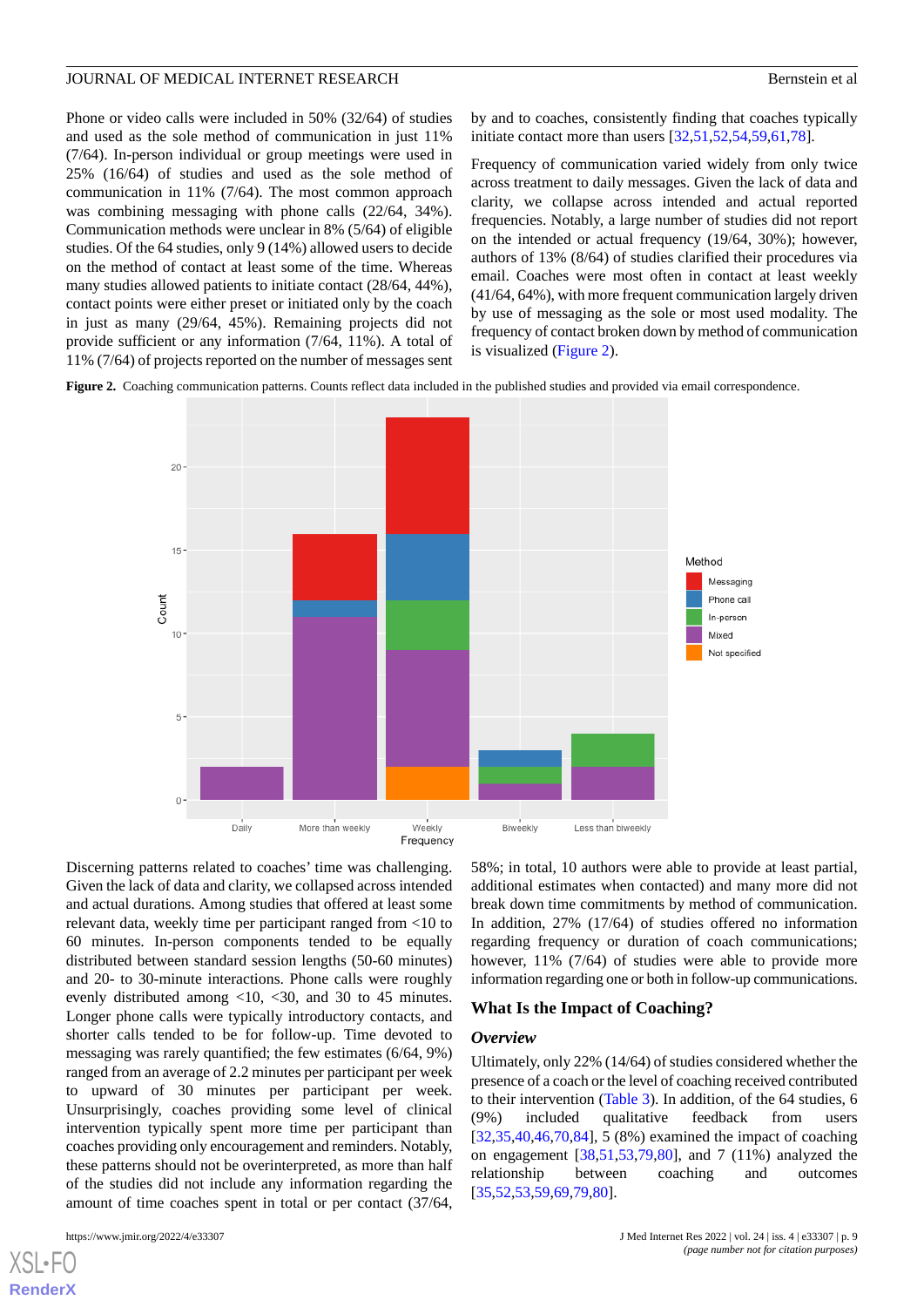Phone or video calls were included in 50% (32/64) of studies and used as the sole method of communication in just 11% (7/64). In-person individual or group meetings were used in 25% (16/64) of studies and used as the sole method of communication in 11% (7/64). The most common approach was combining messaging with phone calls (22/64, 34%). Communication methods were unclear in 8% (5/64) of eligible studies. Of the 64 studies, only 9 (14%) allowed users to decide on the method of contact at least some of the time. Whereas many studies allowed patients to initiate contact (28/64, 44%), contact points were either preset or initiated only by the coach in just as many (29/64, 45%). Remaining projects did not provide sufficient or any information (7/64, 11%). A total of 11% (7/64) of projects reported on the number of messages sent by and to coaches, consistently finding that coaches typically initiate contact more than users [32,51,52,54,59,61,78].

Frequency of communication varied widely from only twice across treatment to daily messages. Given the lack of data and clarity, we collapse across intended and actual reported frequencies. Notably, a large number of studies did not report on the intended or actual frequency (19/64, 30%); however, authors of 13% (8/64) of studies clarified their procedures via email. Coaches were most often in contact at least weekly (41/64, 64%), with more frequent communication largely driven by use of messaging as the sole or most used modality. The frequency of contact broken down by method of communication is visualized (Figure 2).

**Figure 2.** Coaching communication patterns. Counts reflect data included in the published studies and provided via email correspondence.

Discerning patterns related to coaches' time was challenging. Given the lack of data and clarity, we collapsed across intended and actual durations. Among studies that offered at least some relevant data, weekly time per participant ranged from <10 to 60 minutes. In-person components tended to be equally distributed between standard session lengths (50-60 minutes) and 20- to 30-minute interactions. Phone calls were roughly evenly distributed among <10, <30, and 30 to 45 minutes. Longer phone calls were typically introductory contacts, and shorter calls tended to be for follow-up. Time devoted to messaging was rarely quantified; the few estimates (6/64, 9%) ranged from an average of 2.2 minutes per participant per week to upward of 30 minutes per participant per week. Unsurprisingly, coaches providing some level of clinical intervention typically spent more time per participant than coaches providing only encouragement and reminders. Notably, these patterns should not be overinterpreted, as more than half of the studies did not include any information regarding the amount of time coaches spent in total or per contact (37/64, 58%; in total, 10 authors were able to provide at least partial, additional estimates when contacted) and many more did not break down time commitments by method of communication. In addition, 27% (17/64) of studies offered no information regarding frequency or duration of coach communications; however, 11% (7/64) of studies were able to provide more information regarding one or both in follow-up communications.

## What Is the Impact of Coaching?

### *Overview*

Ultimately, only 22% (14/64) of studies considered whether the presence of a coach or the level of coaching received contributed to their intervention (Table 3). In addition, of the 64 studies, 6 (9%) included qualitative feedback from users [32,35,40,46,70,84], 5 (8%) examined the impact of coaching on engagement [38,51,53,79,80], and 7 (11%) analyzed the relationship between coaching and outcomes [35,52,53,59,69,79,80].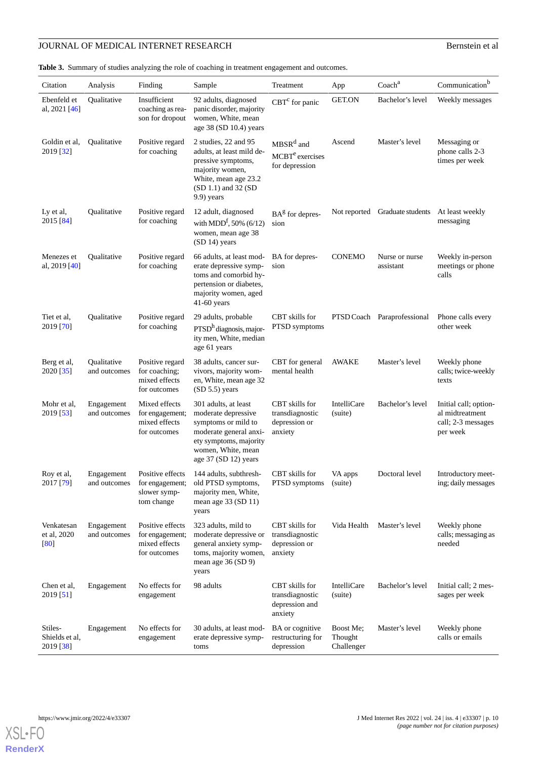**Table 3.** Summary of studies analyzing the role of coaching in treatment engagement and outcomes.

| Citation | Analysis | Finding | Sample | Treatment | App | Coach[a] | Communication[b] |
| --- | --- | --- | --- | --- | --- | --- | --- |
| Ebenfeld et al, 2021 [46] | Qualitative | Insufficient coaching as reason for dropout | 92 adults, diagnosed panic disorder, majority women, White, mean age 38 (SD 10.4) years | CBT[c] for panic | GET.ON | Bachelor's level | Weekly messages |
| Goldin et al, 2019 [32] | Qualitative | Positive regard for coaching | 2 studies, 22 and 95 adults, at least mild depressive symptoms, majority women, White, mean age 23.2 (SD 1.1) and 32 (SD 9.9) years | MBSR[d] and MCBT[e] exercises for depression | Ascend | Master's level | Messaging or phone calls 2-3 times per week |
| Ly et al, 2015 [84] | Qualitative | Positive regard for coaching | 12 adult, diagnosed with MDD[f], 50% (6/12) women, mean age 38 (SD 14) years | BA[g] for depression | Not reported | Graduate students | At least weekly messaging |
| Menezes et al, 2019 [40] | Qualitative | Positive regard for coaching | 66 adults, at least moderate depressive symptoms and comorbid hypertension or diabetes, majority women, aged 41-60 years | BA for depression | CONEMO | Nurse or nurse assistant | Weekly in-person meetings or phone calls |
| Tiet et al, 2019 [70] | Qualitative | Positive regard for coaching | 29 adults, probable PTSD[h] diagnosis, majority men, White, median age 61 years | CBT skills for PTSD symptoms | PTSD Coach | Paraprofessional | Phone calls every other week |
| Berg et al, 2020 [35] | Qualitative and outcomes | Positive regard for coaching; mixed effects for outcomes | 38 adults, cancer survivors, majority women, White, mean age 32 (SD 5.5) years | CBT for general mental health | AWAKE | Master's level | Weekly phone calls; twice-weekly texts |
| Mohr et al, 2019 [53] | Engagement and outcomes | Mixed effects for engagement; mixed effects for outcomes | 301 adults, at least moderate depressive symptoms or mild to moderate general anxiety symptoms, majority women, White, mean age 37 (SD 12) years | CBT skills for transdiagnostic depression or anxiety | IntelliCare (suite) | Bachelor's level | Initial call; optional midtreatment call; 2-3 messages per week |
| Roy et al, 2017 [79] | Engagement and outcomes | Positive effects for engagement; slower symptom change | 144 adults, subthreshold PTSD symptoms, majority men, White, mean age 33 (SD 11) years | CBT skills for PTSD symptoms | VA apps (suite) | Doctoral level | Introductory meeting; daily messages |
| Venkatesan et al, 2020 [80] | Engagement and outcomes | Positive effects for engagement; mixed effects for outcomes | 323 adults, mild to moderate depressive or general anxiety symptoms, majority women, mean age 36 (SD 9) years | CBT skills for transdiagnostic depression or anxiety | Vida Health | Master's level | Weekly phone calls; messaging as needed |
| Chen et al, 2019 [51] | Engagement | No effects for engagement | 98 adults | CBT skills for transdiagnostic depression and anxiety | IntelliCare (suite) | Bachelor's level | Initial call; 2 messages per week |
| Stiles-Shields et al, 2019 [38] | Engagement | No effects for engagement | 30 adults, at least moderate depressive symptoms | BA or cognitive restructuring for depression | Boost Me; Thought Challenger | Master's level | Weekly phone calls or emails |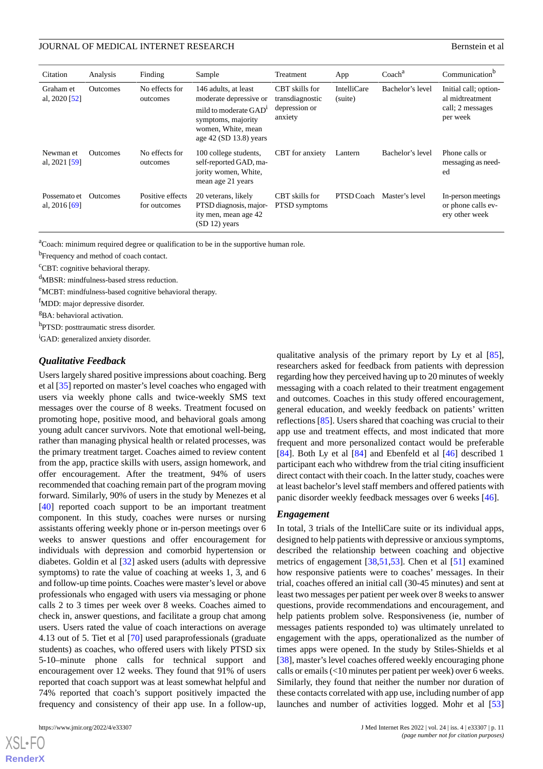| Citation | Analysis | Finding | Sample | Treatment | App | Coach[a] | Communication[b] |
|---|---|---|---|---|---|---|---|
| Graham et al, 2020 [52] | Outcomes | No effects for outcomes | 146 adults, at least moderate depressive or mild to moderate GAD[i] symptoms, majority women, White, mean age 42 (SD 13.8) years | CBT skills for transdiagnostic depression or anxiety | IntelliCare (suite) | Bachelor's level | Initial call; optional midtreatment call; 2 messages per week |
| Newman et al, 2021 [59] | Outcomes | No effects for outcomes | 100 college students, self-reported GAD, majority women, White, mean age 21 years | CBT for anxiety | Lantern | Bachelor's level | Phone calls or messaging as needed |
| Possemato et al, 2016 [69] | Outcomes | Positive effects for outcomes | 20 veterans, likely PTSD diagnosis, majority men, mean age 42 (SD 12) years | CBT skills for PTSD symptoms | PTSD Coach | Master's level | In-person meetings or phone calls every other week |

[a]Coach: minimum required degree or qualification to be in the supportive human role.

[b]Frequency and method of coach contact.

[c]CBT: cognitive behavioral therapy.

[d]MBSR: mindfulness-based stress reduction.

[e]MCBT: mindfulness-based cognitive behavioral therapy.

[f]MDD: major depressive disorder.

[g]BA: behavioral activation.

[h]PTSD: posttraumatic stress disorder.

[i]GAD: generalized anxiety disorder.

### Qualitative Feedback

Users largely shared positive impressions about coaching. Berg et al [35] reported on master's level coaches who engaged with users via weekly phone calls and twice-weekly SMS text messages over the course of 8 weeks. Treatment focused on promoting hope, positive mood, and behavioral goals among young adult cancer survivors. Note that emotional well-being, rather than managing physical health or related processes, was the primary treatment target. Coaches aimed to review content from the app, practice skills with users, assign homework, and offer encouragement. After the treatment, 94% of users recommended that coaching remain part of the program moving forward. Similarly, 90% of users in the study by Menezes et al [40] reported coach support to be an important treatment component. In this study, coaches were nurses or nursing assistants offering weekly phone or in-person meetings over 6 weeks to answer questions and offer encouragement for individuals with depression and comorbid hypertension or diabetes. Goldin et al [32] asked users (adults with depressive symptoms) to rate the value of coaching at weeks 1, 3, and 6 and follow-up time points. Coaches were master's level or above professionals who engaged with users via messaging or phone calls 2 to 3 times per week over 8 weeks. Coaches aimed to check in, answer questions, and facilitate a group chat among users. Users rated the value of coach interactions on average 4.13 out of 5. Tiet et al [70] used paraprofessionals (graduate students) as coaches, who offered users with likely PTSD six 5-10–minute phone calls for technical support and encouragement over 12 weeks. They found that 91% of users reported that coach support was at least somewhat helpful and 74% reported that coach's support positively impacted the frequency and consistency of their app use. In a follow-up, qualitative analysis of the primary report by Ly et al [85], researchers asked for feedback from patients with depression regarding how they perceived having up to 20 minutes of weekly messaging with a coach related to their treatment engagement and outcomes. Coaches in this study offered encouragement, general education, and weekly feedback on patients' written reflections [85]. Users shared that coaching was crucial to their app use and treatment effects, and most indicated that more frequent and more personalized contact would be preferable [84]. Both Ly et al [84] and Ebenfeld et al [46] described 1 participant each who withdrew from the trial citing insufficient direct contact with their coach. In the latter study, coaches were at least bachelor's level staff members and offered patients with panic disorder weekly feedback messages over 6 weeks [46].

### Engagement

In total, 3 trials of the IntelliCare suite or its individual apps, designed to help patients with depressive or anxious symptoms, described the relationship between coaching and objective metrics of engagement [38,51,53]. Chen et al [51] examined how responsive patients were to coaches' messages. In their trial, coaches offered an initial call (30-45 minutes) and sent at least two messages per patient per week over 8 weeks to answer questions, provide recommendations and encouragement, and help patients problem solve. Responsiveness (ie, number of messages patients responded to) was ultimately unrelated to engagement with the apps, operationalized as the number of times apps were opened. In the study by Stiles-Shields et al [38], master's level coaches offered weekly encouraging phone calls or emails (<10 minutes per patient per week) over 6 weeks. Similarly, they found that neither the number nor duration of these contacts correlated with app use, including number of app launches and number of activities logged. Mohr et al [53]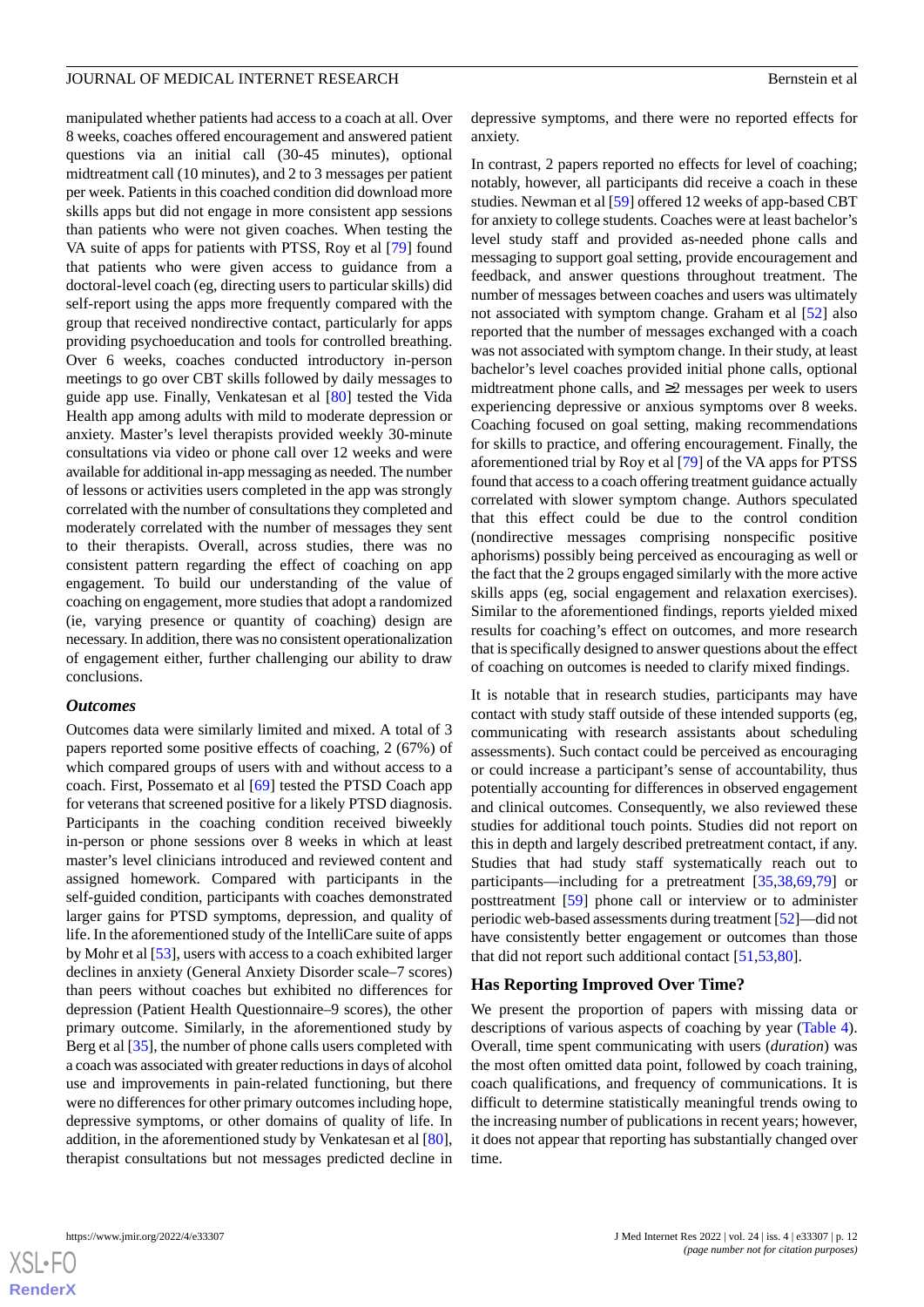manipulated whether patients had access to a coach at all. Over 8 weeks, coaches offered encouragement and answered patient questions via an initial call (30-45 minutes), optional midtreatment call (10 minutes), and 2 to 3 messages per patient per week. Patients in this coached condition did download more skills apps but did not engage in more consistent app sessions than patients who were not given coaches. When testing the VA suite of apps for patients with PTSS, Roy et al [79] found that patients who were given access to guidance from a doctoral-level coach (eg, directing users to particular skills) did self-report using the apps more frequently compared with the group that received nondirective contact, particularly for apps providing psychoeducation and tools for controlled breathing. Over 6 weeks, coaches conducted introductory in-person meetings to go over CBT skills followed by daily messages to guide app use. Finally, Venkatesan et al [80] tested the Vida Health app among adults with mild to moderate depression or anxiety. Master's level therapists provided weekly 30-minute consultations via video or phone call over 12 weeks and were available for additional in-app messaging as needed. The number of lessons or activities users completed in the app was strongly correlated with the number of consultations they completed and moderately correlated with the number of messages they sent to their therapists. Overall, across studies, there was no consistent pattern regarding the effect of coaching on app engagement. To build our understanding of the value of coaching on engagement, more studies that adopt a randomized (ie, varying presence or quantity of coaching) design are necessary. In addition, there was no consistent operationalization of engagement either, further challenging our ability to draw conclusions.

### *Outcomes*

Outcomes data were similarly limited and mixed. A total of 3 papers reported some positive effects of coaching, 2 (67%) of which compared groups of users with and without access to a coach. First, Possemato et al [69] tested the PTSD Coach app for veterans that screened positive for a likely PTSD diagnosis. Participants in the coaching condition received biweekly in-person or phone sessions over 8 weeks in which at least master's level clinicians introduced and reviewed content and assigned homework. Compared with participants in the self-guided condition, participants with coaches demonstrated larger gains for PTSD symptoms, depression, and quality of life. In the aforementioned study of the IntelliCare suite of apps by Mohr et al [53], users with access to a coach exhibited larger declines in anxiety (General Anxiety Disorder scale–7 scores) than peers without coaches but exhibited no differences for depression (Patient Health Questionnaire–9 scores), the other primary outcome. Similarly, in the aforementioned study by Berg et al [35], the number of phone calls users completed with a coach was associated with greater reductions in days of alcohol use and improvements in pain-related functioning, but there were no differences for other primary outcomes including hope, depressive symptoms, or other domains of quality of life. In addition, in the aforementioned study by Venkatesan et al [80], therapist consultations but not messages predicted decline in depressive symptoms, and there were no reported effects for anxiety.

In contrast, 2 papers reported no effects for level of coaching; notably, however, all participants did receive a coach in these studies. Newman et al [59] offered 12 weeks of app-based CBT for anxiety to college students. Coaches were at least bachelor's level study staff and provided as-needed phone calls and messaging to support goal setting, provide encouragement and feedback, and answer questions throughout treatment. The number of messages between coaches and users was ultimately not associated with symptom change. Graham et al [52] also reported that the number of messages exchanged with a coach was not associated with symptom change. In their study, at least bachelor's level coaches provided initial phone calls, optional midtreatment phone calls, and ≥2 messages per week to users experiencing depressive or anxious symptoms over 8 weeks. Coaching focused on goal setting, making recommendations for skills to practice, and offering encouragement. Finally, the aforementioned trial by Roy et al [79] of the VA apps for PTSS found that access to a coach offering treatment guidance actually correlated with slower symptom change. Authors speculated that this effect could be due to the control condition (nondirective messages comprising nonspecific positive aphorisms) possibly being perceived as encouraging as well or the fact that the 2 groups engaged similarly with the more active skills apps (eg, social engagement and relaxation exercises). Similar to the aforementioned findings, reports yielded mixed results for coaching's effect on outcomes, and more research that is specifically designed to answer questions about the effect of coaching on outcomes is needed to clarify mixed findings.

It is notable that in research studies, participants may have contact with study staff outside of these intended supports (eg, communicating with research assistants about scheduling assessments). Such contact could be perceived as encouraging or could increase a participant's sense of accountability, thus potentially accounting for differences in observed engagement and clinical outcomes. Consequently, we also reviewed these studies for additional touch points. Studies did not report on this in depth and largely described pretreatment contact, if any. Studies that had study staff systematically reach out to participants—including for a pretreatment [35,38,69,79] or posttreatment [59] phone call or interview or to administer periodic web-based assessments during treatment [52]—did not have consistently better engagement or outcomes than those that did not report such additional contact [51,53,80].

## Has Reporting Improved Over Time?

We present the proportion of papers with missing data or descriptions of various aspects of coaching by year (Table 4). Overall, time spent communicating with users (*duration*) was the most often omitted data point, followed by coach training, coach qualifications, and frequency of communications. It is difficult to determine statistically meaningful trends owing to the increasing number of publications in recent years; however, it does not appear that reporting has substantially changed over time.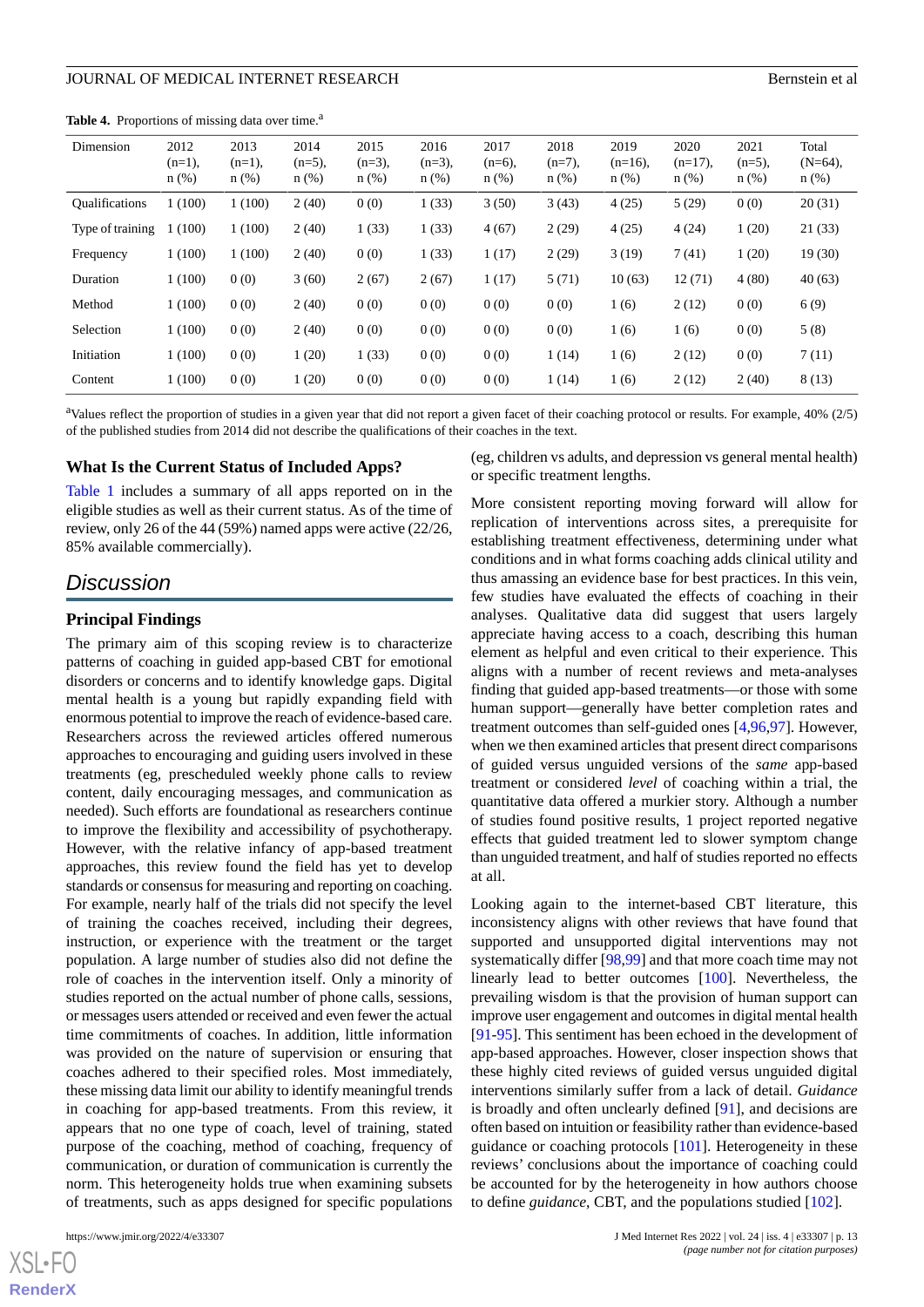**Table 4.** Proportions of missing data over time.[a]

| Dimension | 2012 (n=1), n (%) | 2013 (n=1), n (%) | 2014 (n=5), n (%) | 2015 (n=3), n (%) | 2016 (n=3), n (%) | 2017 (n=6), n (%) | 2018 (n=7), n (%) | 2019 (n=16), n (%) | 2020 (n=17), n (%) | 2021 (n=5), n (%) | Total (N=64), n (%) |
|---|---|---|---|---|---|---|---|---|---|---|---|
| Qualifications | 1 (100) | 1 (100) | 2 (40) | 0 (0) | 1 (33) | 3 (50) | 3 (43) | 4 (25) | 5 (29) | 0 (0) | 20 (31) |
| Type of training | 1 (100) | 1 (100) | 2 (40) | 1 (33) | 1 (33) | 4 (67) | 2 (29) | 4 (25) | 4 (24) | 1 (20) | 21 (33) |
| Frequency | 1 (100) | 1 (100) | 2 (40) | 0 (0) | 1 (33) | 1 (17) | 2 (29) | 3 (19) | 7 (41) | 1 (20) | 19 (30) |
| Duration | 1 (100) | 0 (0) | 3 (60) | 2 (67) | 2 (67) | 1 (17) | 5 (71) | 10 (63) | 12 (71) | 4 (80) | 40 (63) |
| Method | 1 (100) | 0 (0) | 2 (40) | 0 (0) | 0 (0) | 0 (0) | 0 (0) | 1 (6) | 2 (12) | 0 (0) | 6 (9) |
| Selection | 1 (100) | 0 (0) | 2 (40) | 0 (0) | 0 (0) | 0 (0) | 0 (0) | 1 (6) | 1 (6) | 0 (0) | 5 (8) |
| Initiation | 1 (100) | 0 (0) | 1 (20) | 1 (33) | 0 (0) | 0 (0) | 1 (14) | 1 (6) | 2 (12) | 0 (0) | 7 (11) |
| Content | 1 (100) | 0 (0) | 1 (20) | 0 (0) | 0 (0) | 0 (0) | 1 (14) | 1 (6) | 2 (12) | 2 (40) | 8 (13) |

[a]Values reflect the proportion of studies in a given year that did not report a given facet of their coaching protocol or results. For example, 40% (2/5) of the published studies from 2014 did not describe the qualifications of their coaches in the text.

### What Is the Current Status of Included Apps?

Table 1 includes a summary of all apps reported on in the eligible studies as well as their current status. As of the time of review, only 26 of the 44 (59%) named apps were active (22/26, 85% available commercially).

## Discussion

### Principal Findings

The primary aim of this scoping review is to characterize patterns of coaching in guided app-based CBT for emotional disorders or concerns and to identify knowledge gaps. Digital mental health is a young but rapidly expanding field with enormous potential to improve the reach of evidence-based care. Researchers across the reviewed articles offered numerous approaches to encouraging and guiding users involved in these treatments (eg, prescheduled weekly phone calls to review content, daily encouraging messages, and communication as needed). Such efforts are foundational as researchers continue to improve the flexibility and accessibility of psychotherapy. However, with the relative infancy of app-based treatment approaches, this review found the field has yet to develop standards or consensus for measuring and reporting on coaching. For example, nearly half of the trials did not specify the level of training the coaches received, including their degrees, instruction, or experience with the treatment or the target population. A large number of studies also did not define the role of coaches in the intervention itself. Only a minority of studies reported on the actual number of phone calls, sessions, or messages users attended or received and even fewer the actual time commitments of coaches. In addition, little information was provided on the nature of supervision or ensuring that coaches adhered to their specified roles. Most immediately, these missing data limit our ability to identify meaningful trends in coaching for app-based treatments. From this review, it appears that no one type of coach, level of training, stated purpose of the coaching, method of coaching, frequency of communication, or duration of communication is currently the norm. This heterogeneity holds true when examining subsets of treatments, such as apps designed for specific populations (eg, children vs adults, and depression vs general mental health) or specific treatment lengths.

More consistent reporting moving forward will allow for replication of interventions across sites, a prerequisite for establishing treatment effectiveness, determining under what conditions and in what forms coaching adds clinical utility and thus amassing an evidence base for best practices. In this vein, few studies have evaluated the effects of coaching in their analyses. Qualitative data did suggest that users largely appreciate having access to a coach, describing this human element as helpful and even critical to their experience. This aligns with a number of recent reviews and meta-analyses finding that guided app-based treatments—or those with some human support—generally have better completion rates and treatment outcomes than self-guided ones [4,96,97]. However, when we then examined articles that present direct comparisons of guided versus unguided versions of the *same* app-based treatment or considered *level* of coaching within a trial, the quantitative data offered a murkier story. Although a number of studies found positive results, 1 project reported negative effects that guided treatment led to slower symptom change than unguided treatment, and half of studies reported no effects at all.

Looking again to the internet-based CBT literature, this inconsistency aligns with other reviews that have found that supported and unsupported digital interventions may not systematically differ [98,99] and that more coach time may not linearly lead to better outcomes [100]. Nevertheless, the prevailing wisdom is that the provision of human support can improve user engagement and outcomes in digital mental health [91-95]. This sentiment has been echoed in the development of app-based approaches. However, closer inspection shows that these highly cited reviews of guided versus unguided digital interventions similarly suffer from a lack of detail. *Guidance* is broadly and often unclearly defined [91], and decisions are often based on intuition or feasibility rather than evidence-based guidance or coaching protocols [101]. Heterogeneity in these reviews' conclusions about the importance of coaching could be accounted for by the heterogeneity in how authors choose to define *guidance*, CBT, and the populations studied [102].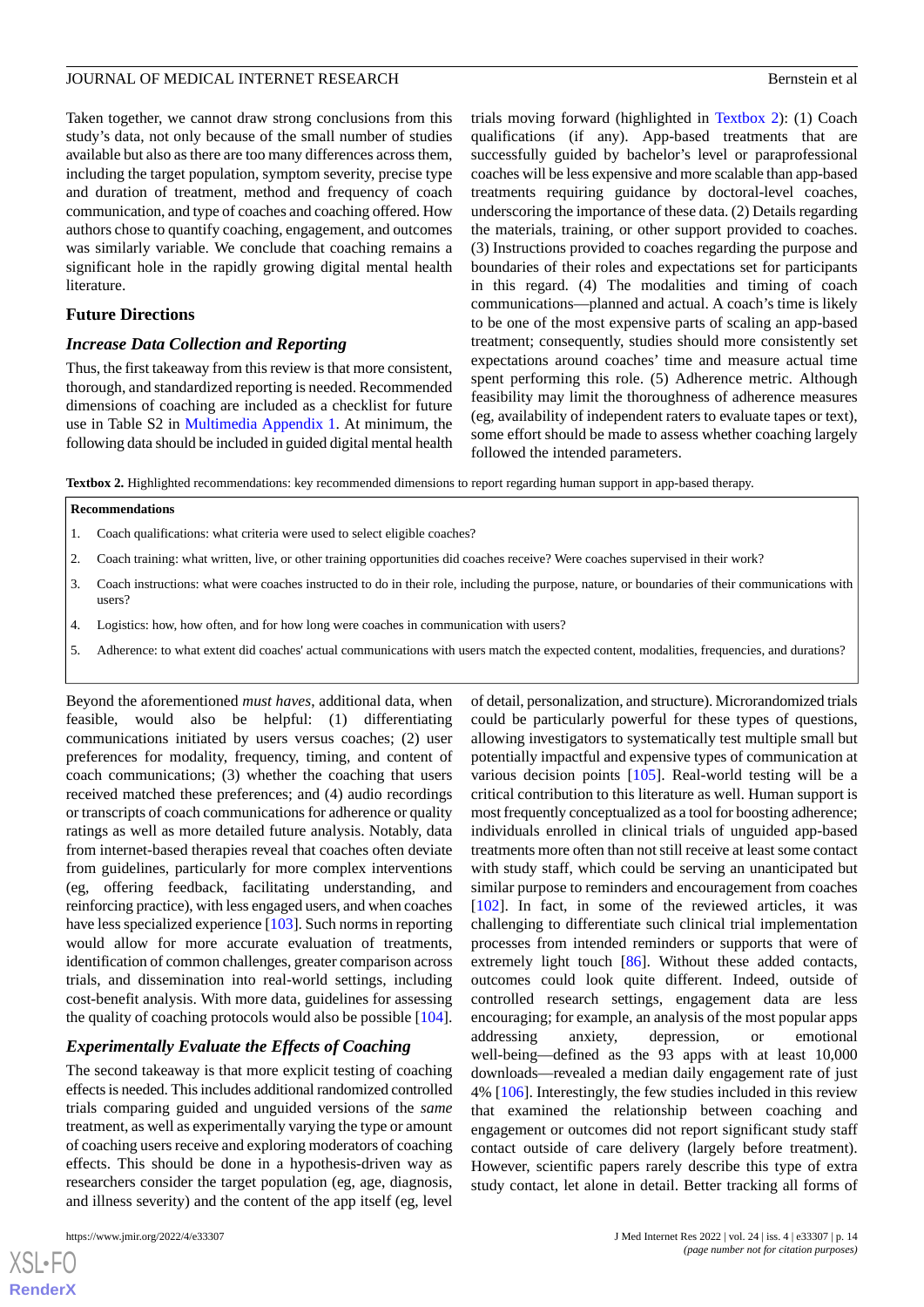Taken together, we cannot draw strong conclusions from this study's data, not only because of the small number of studies available but also as there are too many differences across them, including the target population, symptom severity, precise type and duration of treatment, method and frequency of coach communication, and type of coaches and coaching offered. How authors chose to quantify coaching, engagement, and outcomes was similarly variable. We conclude that coaching remains a significant hole in the rapidly growing digital mental health literature.

## Future Directions

### *Increase Data Collection and Reporting*

Thus, the first takeaway from this review is that more consistent, thorough, and standardized reporting is needed. Recommended dimensions of coaching are included as a checklist for future use in Table S2 in Multimedia Appendix 1. At minimum, the following data should be included in guided digital mental health trials moving forward (highlighted in Textbox 2): (1) Coach qualifications (if any). App-based treatments that are successfully guided by bachelor's level or paraprofessional coaches will be less expensive and more scalable than app-based treatments requiring guidance by doctoral-level coaches, underscoring the importance of these data. (2) Details regarding the materials, training, or other support provided to coaches. (3) Instructions provided to coaches regarding the purpose and boundaries of their roles and expectations set for participants in this regard. (4) The modalities and timing of coach communications—planned and actual. A coach's time is likely to be one of the most expensive parts of scaling an app-based treatment; consequently, studies should more consistently set expectations around coaches' time and measure actual time spent performing this role. (5) Adherence metric. Although feasibility may limit the thoroughness of adherence measures (eg, availability of independent raters to evaluate tapes or text), some effort should be made to assess whether coaching largely followed the intended parameters.

**Textbox 2.** Highlighted recommendations: key recommended dimensions to report regarding human support in app-based therapy.

**Recommendations**

1. Coach qualifications: what criteria were used to select eligible coaches?
2. Coach training: what written, live, or other training opportunities did coaches receive? Were coaches supervised in their work?
3. Coach instructions: what were coaches instructed to do in their role, including the purpose, nature, or boundaries of their communications with users?
4. Logistics: how, how often, and for how long were coaches in communication with users?
5. Adherence: to what extent did coaches' actual communications with users match the expected content, modalities, frequencies, and durations?

Beyond the aforementioned *must haves*, additional data, when feasible, would also be helpful: (1) differentiating communications initiated by users versus coaches; (2) user preferences for modality, frequency, timing, and content of coach communications; (3) whether the coaching that users received matched these preferences; and (4) audio recordings or transcripts of coach communications for adherence or quality ratings as well as more detailed future analysis. Notably, data from internet-based therapies reveal that coaches often deviate from guidelines, particularly for more complex interventions (eg, offering feedback, facilitating understanding, and reinforcing practice), with less engaged users, and when coaches have less specialized experience [103]. Such norms in reporting would allow for more accurate evaluation of treatments, identification of common challenges, greater comparison across trials, and dissemination into real-world settings, including cost-benefit analysis. With more data, guidelines for assessing the quality of coaching protocols would also be possible [104].

### *Experimentally Evaluate the Effects of Coaching*

The second takeaway is that more explicit testing of coaching effects is needed. This includes additional randomized controlled trials comparing guided and unguided versions of the *same* treatment, as well as experimentally varying the type or amount of coaching users receive and exploring moderators of coaching effects. This should be done in a hypothesis-driven way as researchers consider the target population (eg, age, diagnosis, and illness severity) and the content of the app itself (eg, level of detail, personalization, and structure). Microrandomized trials could be particularly powerful for these types of questions, allowing investigators to systematically test multiple small but potentially impactful and expensive types of communication at various decision points [105]. Real-world testing will be a critical contribution to this literature as well. Human support is most frequently conceptualized as a tool for boosting adherence; individuals enrolled in clinical trials of unguided app-based treatments more often than not still receive at least some contact with study staff, which could be serving an unanticipated but similar purpose to reminders and encouragement from coaches [102]. In fact, in some of the reviewed articles, it was challenging to differentiate such clinical trial implementation processes from intended reminders or supports that were of extremely light touch [86]. Without these added contacts, outcomes could look quite different. Indeed, outside of controlled research settings, engagement data are less encouraging; for example, an analysis of the most popular apps addressing anxiety, depression, or emotional well-being—defined as the 93 apps with at least 10,000 downloads—revealed a median daily engagement rate of just 4% [106]. Interestingly, the few studies included in this review that examined the relationship between coaching and engagement or outcomes did not report significant study staff contact outside of care delivery (largely before treatment). However, scientific papers rarely describe this type of extra study contact, let alone in detail. Better tracking all forms of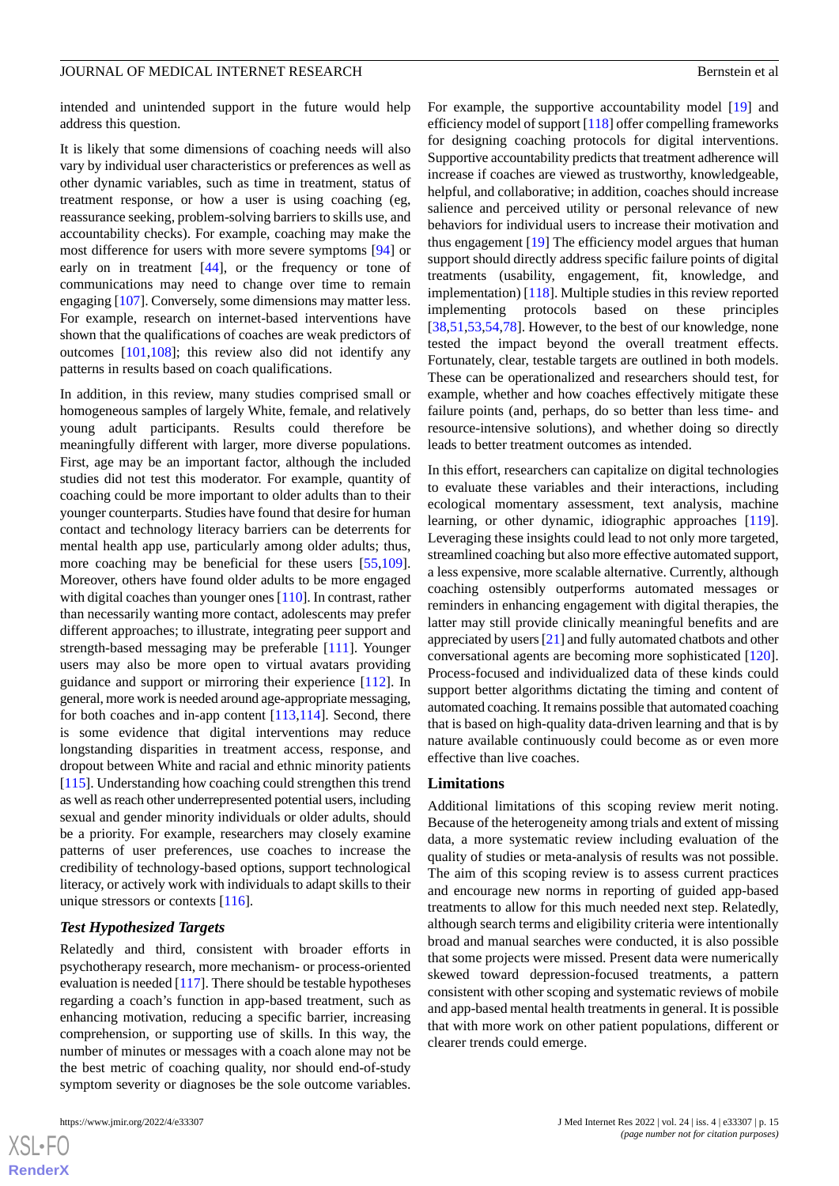intended and unintended support in the future would help address this question.

It is likely that some dimensions of coaching needs will also vary by individual user characteristics or preferences as well as other dynamic variables, such as time in treatment, status of treatment response, or how a user is using coaching (eg, reassurance seeking, problem-solving barriers to skills use, and accountability checks). For example, coaching may make the most difference for users with more severe symptoms [94] or early on in treatment [44], or the frequency or tone of communications may need to change over time to remain engaging [107]. Conversely, some dimensions may matter less. For example, research on internet-based interventions have shown that the qualifications of coaches are weak predictors of outcomes [101,108]; this review also did not identify any patterns in results based on coach qualifications.

In addition, in this review, many studies comprised small or homogeneous samples of largely White, female, and relatively young adult participants. Results could therefore be meaningfully different with larger, more diverse populations. First, age may be an important factor, although the included studies did not test this moderator. For example, quantity of coaching could be more important to older adults than to their younger counterparts. Studies have found that desire for human contact and technology literacy barriers can be deterrents for mental health app use, particularly among older adults; thus, more coaching may be beneficial for these users [55,109]. Moreover, others have found older adults to be more engaged with digital coaches than younger ones [110]. In contrast, rather than necessarily wanting more contact, adolescents may prefer different approaches; to illustrate, integrating peer support and strength-based messaging may be preferable [111]. Younger users may also be more open to virtual avatars providing guidance and support or mirroring their experience [112]. In general, more work is needed around age-appropriate messaging, for both coaches and in-app content [113,114]. Second, there is some evidence that digital interventions may reduce longstanding disparities in treatment access, response, and dropout between White and racial and ethnic minority patients [115]. Understanding how coaching could strengthen this trend as well as reach other underrepresented potential users, including sexual and gender minority individuals or older adults, should be a priority. For example, researchers may closely examine patterns of user preferences, use coaches to increase the credibility of technology-based options, support technological literacy, or actively work with individuals to adapt skills to their unique stressors or contexts [116].

### *Test Hypothesized Targets*

Relatedly and third, consistent with broader efforts in psychotherapy research, more mechanism- or process-oriented evaluation is needed [117]. There should be testable hypotheses regarding a coach's function in app-based treatment, such as enhancing motivation, reducing a specific barrier, increasing comprehension, or supporting use of skills. In this way, the number of minutes or messages with a coach alone may not be the best metric of coaching quality, nor should end-of-study symptom severity or diagnoses be the sole outcome variables. For example, the supportive accountability model [19] and efficiency model of support [118] offer compelling frameworks for designing coaching protocols for digital interventions. Supportive accountability predicts that treatment adherence will increase if coaches are viewed as trustworthy, knowledgeable, helpful, and collaborative; in addition, coaches should increase salience and perceived utility or personal relevance of new behaviors for individual users to increase their motivation and thus engagement [19] The efficiency model argues that human support should directly address specific failure points of digital treatments (usability, engagement, fit, knowledge, and implementation) [118]. Multiple studies in this review reported implementing protocols based on these principles [38,51,53,54,78]. However, to the best of our knowledge, none tested the impact beyond the overall treatment effects. Fortunately, clear, testable targets are outlined in both models. These can be operationalized and researchers should test, for example, whether and how coaches effectively mitigate these failure points (and, perhaps, do so better than less time- and resource-intensive solutions), and whether doing so directly leads to better treatment outcomes as intended.

In this effort, researchers can capitalize on digital technologies to evaluate these variables and their interactions, including ecological momentary assessment, text analysis, machine learning, or other dynamic, idiographic approaches [119]. Leveraging these insights could lead to not only more targeted, streamlined coaching but also more effective automated support, a less expensive, more scalable alternative. Currently, although coaching ostensibly outperforms automated messages or reminders in enhancing engagement with digital therapies, the latter may still provide clinically meaningful benefits and are appreciated by users [21] and fully automated chatbots and other conversational agents are becoming more sophisticated [120]. Process-focused and individualized data of these kinds could support better algorithms dictating the timing and content of automated coaching. It remains possible that automated coaching that is based on high-quality data-driven learning and that is by nature available continuously could become as or even more effective than live coaches.

## Limitations

Additional limitations of this scoping review merit noting. Because of the heterogeneity among trials and extent of missing data, a more systematic review including evaluation of the quality of studies or meta-analysis of results was not possible. The aim of this scoping review is to assess current practices and encourage new norms in reporting of guided app-based treatments to allow for this much needed next step. Relatedly, although search terms and eligibility criteria were intentionally broad and manual searches were conducted, it is also possible that some projects were missed. Present data were numerically skewed toward depression-focused treatments, a pattern consistent with other scoping and systematic reviews of mobile and app-based mental health treatments in general. It is possible that with more work on other patient populations, different or clearer trends could emerge.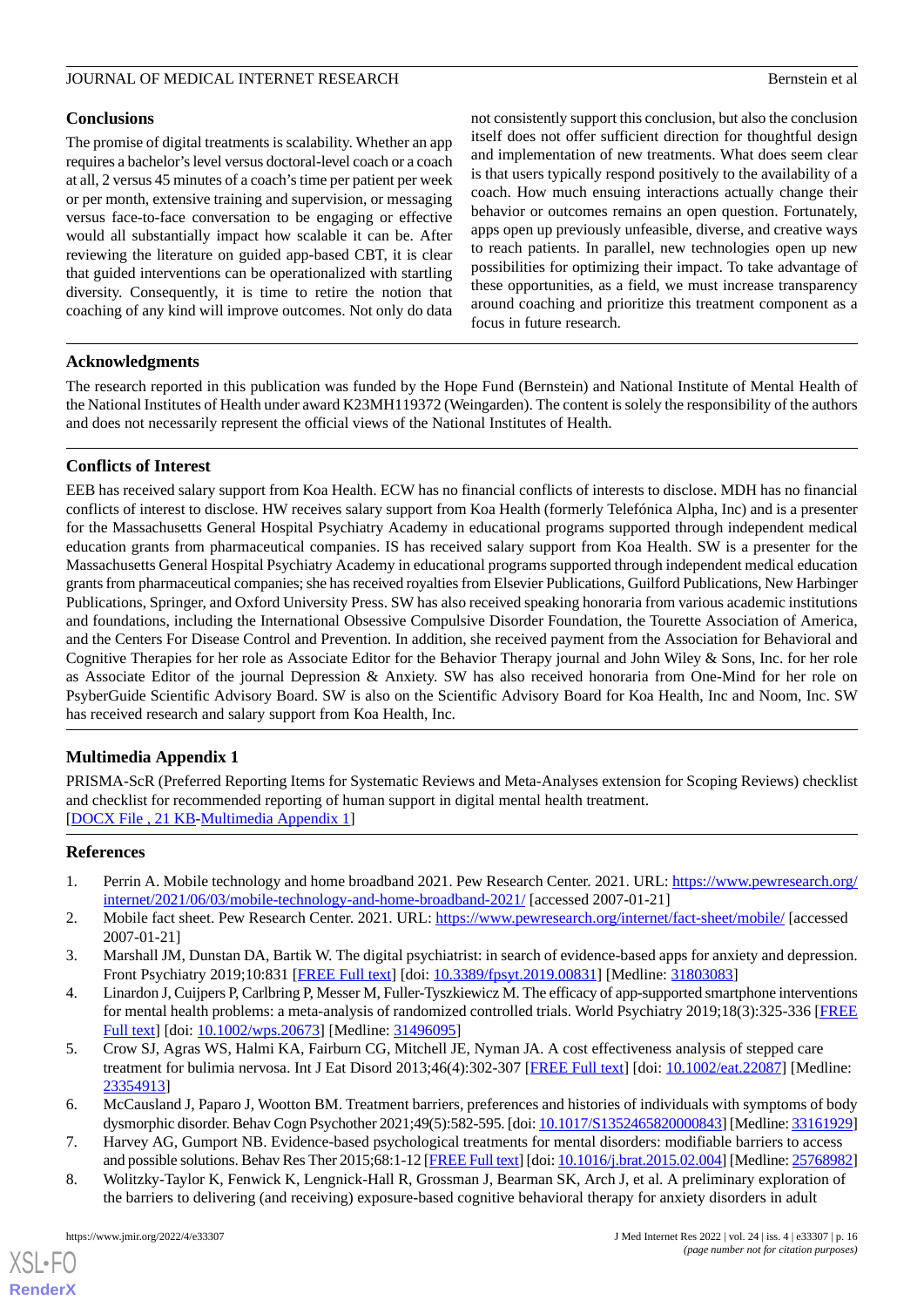## Conclusions

The promise of digital treatments is scalability. Whether an app requires a bachelor's level versus doctoral-level coach or a coach at all, 2 versus 45 minutes of a coach's time per patient per week or per month, extensive training and supervision, or messaging versus face-to-face conversation to be engaging or effective would all substantially impact how scalable it can be. After reviewing the literature on guided app-based CBT, it is clear that guided interventions can be operationalized with startling diversity. Consequently, it is time to retire the notion that coaching of any kind will improve outcomes. Not only do data not consistently support this conclusion, but also the conclusion itself does not offer sufficient direction for thoughtful design and implementation of new treatments. What does seem clear is that users typically respond positively to the availability of a coach. How much ensuing interactions actually change their behavior or outcomes remains an open question. Fortunately, apps open up previously unfeasible, diverse, and creative ways to reach patients. In parallel, new technologies open up new possibilities for optimizing their impact. To take advantage of these opportunities, as a field, we must increase transparency around coaching and prioritize this treatment component as a focus in future research.

## Acknowledgments

The research reported in this publication was funded by the Hope Fund (Bernstein) and National Institute of Mental Health of the National Institutes of Health under award K23MH119372 (Weingarden). The content is solely the responsibility of the authors and does not necessarily represent the official views of the National Institutes of Health.

## Conflicts of Interest

EEB has received salary support from Koa Health. ECW has no financial conflicts of interests to disclose. MDH has no financial conflicts of interest to disclose. HW receives salary support from Koa Health (formerly Telefónica Alpha, Inc) and is a presenter for the Massachusetts General Hospital Psychiatry Academy in educational programs supported through independent medical education grants from pharmaceutical companies. IS has received salary support from Koa Health. SW is a presenter for the Massachusetts General Hospital Psychiatry Academy in educational programs supported through independent medical education grants from pharmaceutical companies; she has received royalties from Elsevier Publications, Guilford Publications, New Harbinger Publications, Springer, and Oxford University Press. SW has also received speaking honoraria from various academic institutions and foundations, including the International Obsessive Compulsive Disorder Foundation, the Tourette Association of America, and the Centers For Disease Control and Prevention. In addition, she received payment from the Association for Behavioral and Cognitive Therapies for her role as Associate Editor for the Behavior Therapy journal and John Wiley & Sons, Inc. for her role as Associate Editor of the journal Depression & Anxiety. SW has also received honoraria from One-Mind for her role on PsyberGuide Scientific Advisory Board. SW is also on the Scientific Advisory Board for Koa Health, Inc and Noom, Inc. SW has received research and salary support from Koa Health, Inc.

## Multimedia Appendix 1

PRISMA-ScR (Preferred Reporting Items for Systematic Reviews and Meta-Analyses extension for Scoping Reviews) checklist and checklist for recommended reporting of human support in digital mental health treatment.
[DOCX File , 21 KB-Multimedia Appendix 1]

## References

1. Perrin A. Mobile technology and home broadband 2021. Pew Research Center. 2021. URL: https://www.pewresearch.org/internet/2021/06/03/mobile-technology-and-home-broadband-2021/ [accessed 2007-01-21]
2. Mobile fact sheet. Pew Research Center. 2021. URL: https://www.pewresearch.org/internet/fact-sheet/mobile/ [accessed 2007-01-21]
3. Marshall JM, Dunstan DA, Bartik W. The digital psychiatrist: in search of evidence-based apps for anxiety and depression. Front Psychiatry 2019;10:831 [FREE Full text] [doi: 10.3389/fpsyt.2019.00831] [Medline: 31803083]
4. Linardon J, Cuijpers P, Carlbring P, Messer M, Fuller-Tyszkiewicz M. The efficacy of app-supported smartphone interventions for mental health problems: a meta-analysis of randomized controlled trials. World Psychiatry 2019;18(3):325-336 [FREE Full text] [doi: 10.1002/wps.20673] [Medline: 31496095]
5. Crow SJ, Agras WS, Halmi KA, Fairburn CG, Mitchell JE, Nyman JA. A cost effectiveness analysis of stepped care treatment for bulimia nervosa. Int J Eat Disord 2013;46(4):302-307 [FREE Full text] [doi: 10.1002/eat.22087] [Medline: 23354913]
6. McCausland J, Paparo J, Wootton BM. Treatment barriers, preferences and histories of individuals with symptoms of body dysmorphic disorder. Behav Cogn Psychother 2021;49(5):582-595. [doi: 10.1017/S1352465820000843] [Medline: 33161929]
7. Harvey AG, Gumport NB. Evidence-based psychological treatments for mental disorders: modifiable barriers to access and possible solutions. Behav Res Ther 2015;68:1-12 [FREE Full text] [doi: 10.1016/j.brat.2015.02.004] [Medline: 25768982]
8. Wolitzky-Taylor K, Fenwick K, Lengnick-Hall R, Grossman J, Bearman SK, Arch J, et al. A preliminary exploration of the barriers to delivering (and receiving) exposure-based cognitive behavioral therapy for anxiety disorders in adult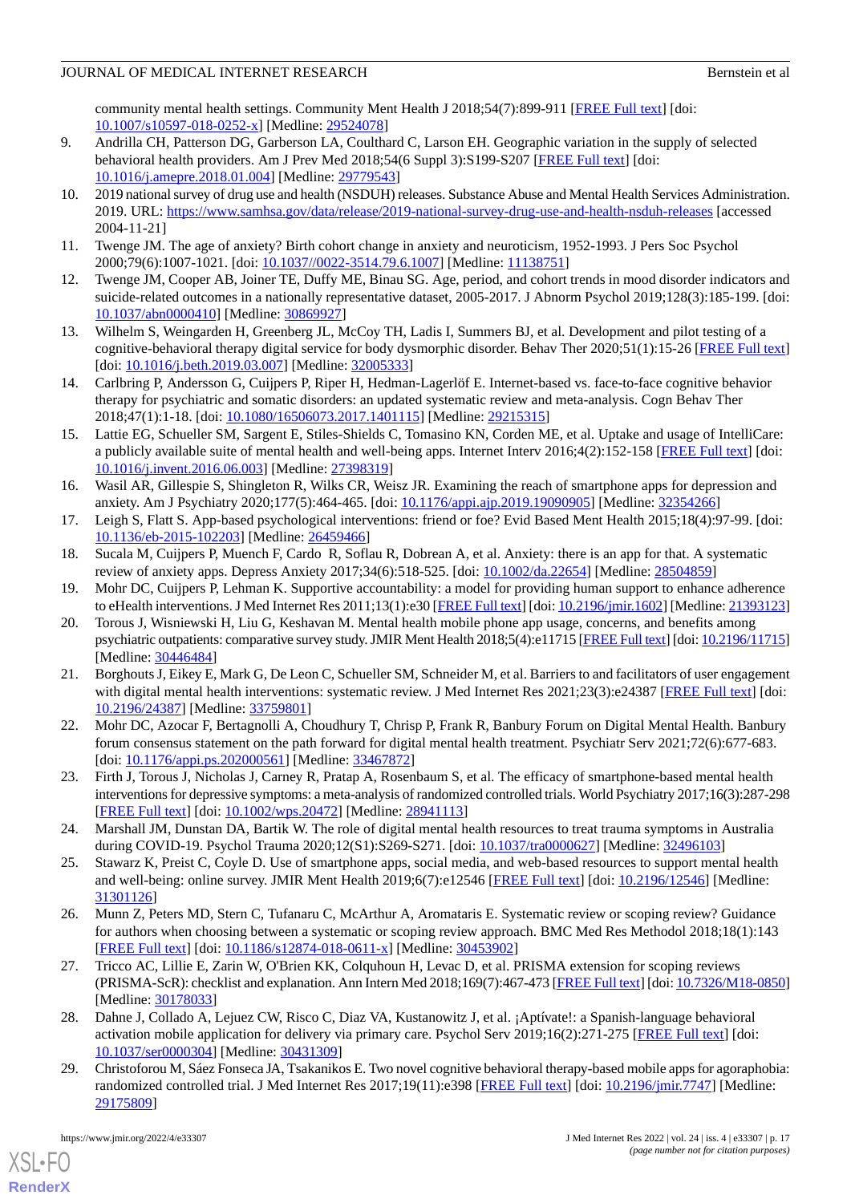community mental health settings. Community Ment Health J 2018;54(7):899-911 [FREE Full text] [doi: 10.1007/s10597-018-0252-x] [Medline: 29524078]

9. Andrilla CH, Patterson DG, Garberson LA, Coulthard C, Larson EH. Geographic variation in the supply of selected behavioral health providers. Am J Prev Med 2018;54(6 Suppl 3):S199-S207 [FREE Full text] [doi: 10.1016/j.amepre.2018.01.004] [Medline: 29779543]
10. 2019 national survey of drug use and health (NSDUH) releases. Substance Abuse and Mental Health Services Administration. 2019. URL: https://www.samhsa.gov/data/release/2019-national-survey-drug-use-and-health-nsduh-releases [accessed 2004-11-21]
11. Twenge JM. The age of anxiety? Birth cohort change in anxiety and neuroticism, 1952-1993. J Pers Soc Psychol 2000;79(6):1007-1021. [doi: 10.1037//0022-3514.79.6.1007] [Medline: 11138751]
12. Twenge JM, Cooper AB, Joiner TE, Duffy ME, Binau SG. Age, period, and cohort trends in mood disorder indicators and suicide-related outcomes in a nationally representative dataset, 2005-2017. J Abnorm Psychol 2019;128(3):185-199. [doi: 10.1037/abn0000410] [Medline: 30869927]
13. Wilhelm S, Weingarden H, Greenberg JL, McCoy TH, Ladis I, Summers BJ, et al. Development and pilot testing of a cognitive-behavioral therapy digital service for body dysmorphic disorder. Behav Ther 2020;51(1):15-26 [FREE Full text] [doi: 10.1016/j.beth.2019.03.007] [Medline: 32005333]
14. Carlbring P, Andersson G, Cuijpers P, Riper H, Hedman-Lagerlöf E. Internet-based vs. face-to-face cognitive behavior therapy for psychiatric and somatic disorders: an updated systematic review and meta-analysis. Cogn Behav Ther 2018;47(1):1-18. [doi: 10.1080/16506073.2017.1401115] [Medline: 29215315]
15. Lattie EG, Schueller SM, Sargent E, Stiles-Shields C, Tomasino KN, Corden ME, et al. Uptake and usage of IntelliCare: a publicly available suite of mental health and well-being apps. Internet Interv 2016;4(2):152-158 [FREE Full text] [doi: 10.1016/j.invent.2016.06.003] [Medline: 27398319]
16. Wasil AR, Gillespie S, Shingleton R, Wilks CR, Weisz JR. Examining the reach of smartphone apps for depression and anxiety. Am J Psychiatry 2020;177(5):464-465. [doi: 10.1176/appi.ajp.2019.19090905] [Medline: 32354266]
17. Leigh S, Flatt S. App-based psychological interventions: friend or foe? Evid Based Ment Health 2015;18(4):97-99. [doi: 10.1136/eb-2015-102203] [Medline: 26459466]
18. Sucala M, Cuijpers P, Muench F, Cardoș R, Soflau R, Dobrean A, et al. Anxiety: there is an app for that. A systematic review of anxiety apps. Depress Anxiety 2017;34(6):518-525. [doi: 10.1002/da.22654] [Medline: 28504859]
19. Mohr DC, Cuijpers P, Lehman K. Supportive accountability: a model for providing human support to enhance adherence to eHealth interventions. J Med Internet Res 2011;13(1):e30 [FREE Full text] [doi: 10.2196/jmir.1602] [Medline: 21393123]
20. Torous J, Wisniewski H, Liu G, Keshavan M. Mental health mobile phone app usage, concerns, and benefits among psychiatric outpatients: comparative survey study. JMIR Ment Health 2018;5(4):e11715 [FREE Full text] [doi: 10.2196/11715] [Medline: 30446484]
21. Borghouts J, Eikey E, Mark G, De Leon C, Schueller SM, Schneider M, et al. Barriers to and facilitators of user engagement with digital mental health interventions: systematic review. J Med Internet Res 2021;23(3):e24387 [FREE Full text] [doi: 10.2196/24387] [Medline: 33759801]
22. Mohr DC, Azocar F, Bertagnolli A, Choudhury T, Chrisp P, Frank R, Banbury Forum on Digital Mental Health. Banbury forum consensus statement on the path forward for digital mental health treatment. Psychiatr Serv 2021;72(6):677-683. [doi: 10.1176/appi.ps.202000561] [Medline: 33467872]
23. Firth J, Torous J, Nicholas J, Carney R, Pratap A, Rosenbaum S, et al. The efficacy of smartphone-based mental health interventions for depressive symptoms: a meta-analysis of randomized controlled trials. World Psychiatry 2017;16(3):287-298 [FREE Full text] [doi: 10.1002/wps.20472] [Medline: 28941113]
24. Marshall JM, Dunstan DA, Bartik W. The role of digital mental health resources to treat trauma symptoms in Australia during COVID-19. Psychol Trauma 2020;12(S1):S269-S271. [doi: 10.1037/tra0000627] [Medline: 32496103]
25. Stawarz K, Preist C, Coyle D. Use of smartphone apps, social media, and web-based resources to support mental health and well-being: online survey. JMIR Ment Health 2019;6(7):e12546 [FREE Full text] [doi: 10.2196/12546] [Medline: 31301126]
26. Munn Z, Peters MD, Stern C, Tufanaru C, McArthur A, Aromataris E. Systematic review or scoping review? Guidance for authors when choosing between a systematic or scoping review approach. BMC Med Res Methodol 2018;18(1):143 [FREE Full text] [doi: 10.1186/s12874-018-0611-x] [Medline: 30453902]
27. Tricco AC, Lillie E, Zarin W, O'Brien KK, Colquhoun H, Levac D, et al. PRISMA extension for scoping reviews (PRISMA-ScR): checklist and explanation. Ann Intern Med 2018;169(7):467-473 [FREE Full text] [doi: 10.7326/M18-0850] [Medline: 30178033]
28. Dahne J, Collado A, Lejuez CW, Risco CM, Diaz VA, Kustanowitz J, et al. ¡Aptívate!: a Spanish-language behavioral activation mobile application for delivery via primary care. Psychol Serv 2019;16(2):271-275 [FREE Full text] [doi: 10.1037/ser0000304] [Medline: 30431309]
29. Christoforou M, Sáez Fonseca JA, Tsakanikos E. Two novel cognitive behavioral therapy-based mobile apps for agoraphobia: randomized controlled trial. J Med Internet Res 2017;19(11):e398 [FREE Full text] [doi: 10.2196/jmir.7747] [Medline: 29175809]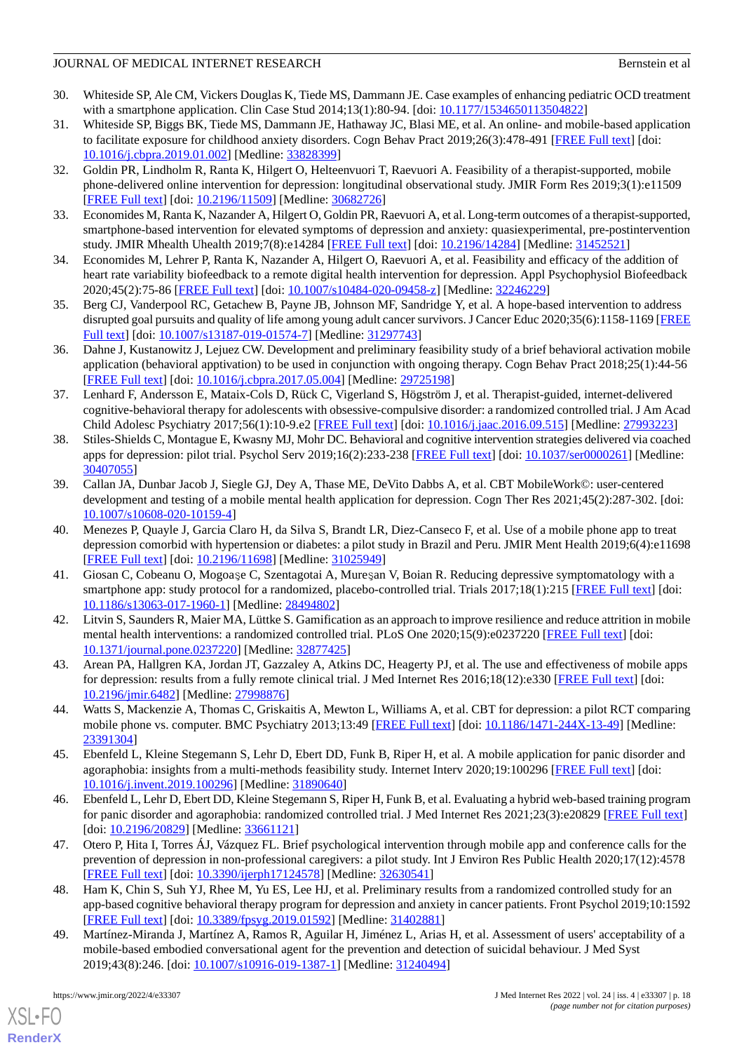30. Whiteside SP, Ale CM, Vickers Douglas K, Tiede MS, Dammann JE. Case examples of enhancing pediatric OCD treatment with a smartphone application. Clin Case Stud 2014;13(1):80-94. [doi: 10.1177/1534650113504822]
31. Whiteside SP, Biggs BK, Tiede MS, Dammann JE, Hathaway JC, Blasi ME, et al. An online- and mobile-based application to facilitate exposure for childhood anxiety disorders. Cogn Behav Pract 2019;26(3):478-491 [FREE Full text] [doi: 10.1016/j.cbpra.2019.01.002] [Medline: 33828399]
32. Goldin PR, Lindholm R, Ranta K, Hilgert O, Helteenvuori T, Raevuori A. Feasibility of a therapist-supported, mobile phone-delivered online intervention for depression: longitudinal observational study. JMIR Form Res 2019;3(1):e11509 [FREE Full text] [doi: 10.2196/11509] [Medline: 30682726]
33. Economides M, Ranta K, Nazander A, Hilgert O, Goldin PR, Raevuori A, et al. Long-term outcomes of a therapist-supported, smartphone-based intervention for elevated symptoms of depression and anxiety: quasiexperimental, pre-postintervention study. JMIR Mhealth Uhealth 2019;7(8):e14284 [FREE Full text] [doi: 10.2196/14284] [Medline: 31452521]
34. Economides M, Lehrer P, Ranta K, Nazander A, Hilgert O, Raevuori A, et al. Feasibility and efficacy of the addition of heart rate variability biofeedback to a remote digital health intervention for depression. Appl Psychophysiol Biofeedback 2020;45(2):75-86 [FREE Full text] [doi: 10.1007/s10484-020-09458-z] [Medline: 32246229]
35. Berg CJ, Vanderpool RC, Getachew B, Payne JB, Johnson MF, Sandridge Y, et al. A hope-based intervention to address disrupted goal pursuits and quality of life among young adult cancer survivors. J Cancer Educ 2020;35(6):1158-1169 [FREE Full text] [doi: 10.1007/s13187-019-01574-7] [Medline: 31297743]
36. Dahne J, Kustanowitz J, Lejuez CW. Development and preliminary feasibility study of a brief behavioral activation mobile application (behavioral apptivation) to be used in conjunction with ongoing therapy. Cogn Behav Pract 2018;25(1):44-56 [FREE Full text] [doi: 10.1016/j.cbpra.2017.05.004] [Medline: 29725198]
37. Lenhard F, Andersson E, Mataix-Cols D, Rück C, Vigerland S, Högström J, et al. Therapist-guided, internet-delivered cognitive-behavioral therapy for adolescents with obsessive-compulsive disorder: a randomized controlled trial. J Am Acad Child Adolesc Psychiatry 2017;56(1):10-9.e2 [FREE Full text] [doi: 10.1016/j.jaac.2016.09.515] [Medline: 27993223]
38. Stiles-Shields C, Montague E, Kwasny MJ, Mohr DC. Behavioral and cognitive intervention strategies delivered via coached apps for depression: pilot trial. Psychol Serv 2019;16(2):233-238 [FREE Full text] [doi: 10.1037/ser0000261] [Medline: 30407055]
39. Callan JA, Dunbar Jacob J, Siegle GJ, Dey A, Thase ME, DeVito Dabbs A, et al. CBT MobileWork©: user-centered development and testing of a mobile mental health application for depression. Cogn Ther Res 2021;45(2):287-302. [doi: 10.1007/s10608-020-10159-4]
40. Menezes P, Quayle J, Garcia Claro H, da Silva S, Brandt LR, Diez-Canseco F, et al. Use of a mobile phone app to treat depression comorbid with hypertension or diabetes: a pilot study in Brazil and Peru. JMIR Ment Health 2019;6(4):e11698 [FREE Full text] [doi: 10.2196/11698] [Medline: 31025949]
41. Giosan C, Cobeanu O, Mogoaşe C, Szentagotai A, Mureşan V, Boian R. Reducing depressive symptomatology with a smartphone app: study protocol for a randomized, placebo-controlled trial. Trials 2017;18(1):215 [FREE Full text] [doi: 10.1186/s13063-017-1960-1] [Medline: 28494802]
42. Litvin S, Saunders R, Maier MA, Lüttke S. Gamification as an approach to improve resilience and reduce attrition in mobile mental health interventions: a randomized controlled trial. PLoS One 2020;15(9):e0237220 [FREE Full text] [doi: 10.1371/journal.pone.0237220] [Medline: 32877425]
43. Arean PA, Hallgren KA, Jordan JT, Gazzaley A, Atkins DC, Heagerty PJ, et al. The use and effectiveness of mobile apps for depression: results from a fully remote clinical trial. J Med Internet Res 2016;18(12):e330 [FREE Full text] [doi: 10.2196/jmir.6482] [Medline: 27998876]
44. Watts S, Mackenzie A, Thomas C, Griskaitis A, Mewton L, Williams A, et al. CBT for depression: a pilot RCT comparing mobile phone vs. computer. BMC Psychiatry 2013;13:49 [FREE Full text] [doi: 10.1186/1471-244X-13-49] [Medline: 23391304]
45. Ebenfeld L, Kleine Stegemann S, Lehr D, Ebert DD, Funk B, Riper H, et al. A mobile application for panic disorder and agoraphobia: insights from a multi-methods feasibility study. Internet Interv 2020;19:100296 [FREE Full text] [doi: 10.1016/j.invent.2019.100296] [Medline: 31890640]
46. Ebenfeld L, Lehr D, Ebert DD, Kleine Stegemann S, Riper H, Funk B, et al. Evaluating a hybrid web-based training program for panic disorder and agoraphobia: randomized controlled trial. J Med Internet Res 2021;23(3):e20829 [FREE Full text] [doi: 10.2196/20829] [Medline: 33661121]
47. Otero P, Hita I, Torres ÁJ, Vázquez FL. Brief psychological intervention through mobile app and conference calls for the prevention of depression in non-professional caregivers: a pilot study. Int J Environ Res Public Health 2020;17(12):4578 [FREE Full text] [doi: 10.3390/ijerph17124578] [Medline: 32630541]
48. Ham K, Chin S, Suh YJ, Rhee M, Yu ES, Lee HJ, et al. Preliminary results from a randomized controlled study for an app-based cognitive behavioral therapy program for depression and anxiety in cancer patients. Front Psychol 2019;10:1592 [FREE Full text] [doi: 10.3389/fpsyg.2019.01592] [Medline: 31402881]
49. Martínez-Miranda J, Martínez A, Ramos R, Aguilar H, Jiménez L, Arias H, et al. Assessment of users' acceptability of a mobile-based embodied conversational agent for the prevention and detection of suicidal behaviour. J Med Syst 2019;43(8):246. [doi: 10.1007/s10916-019-1387-1] [Medline: 31240494]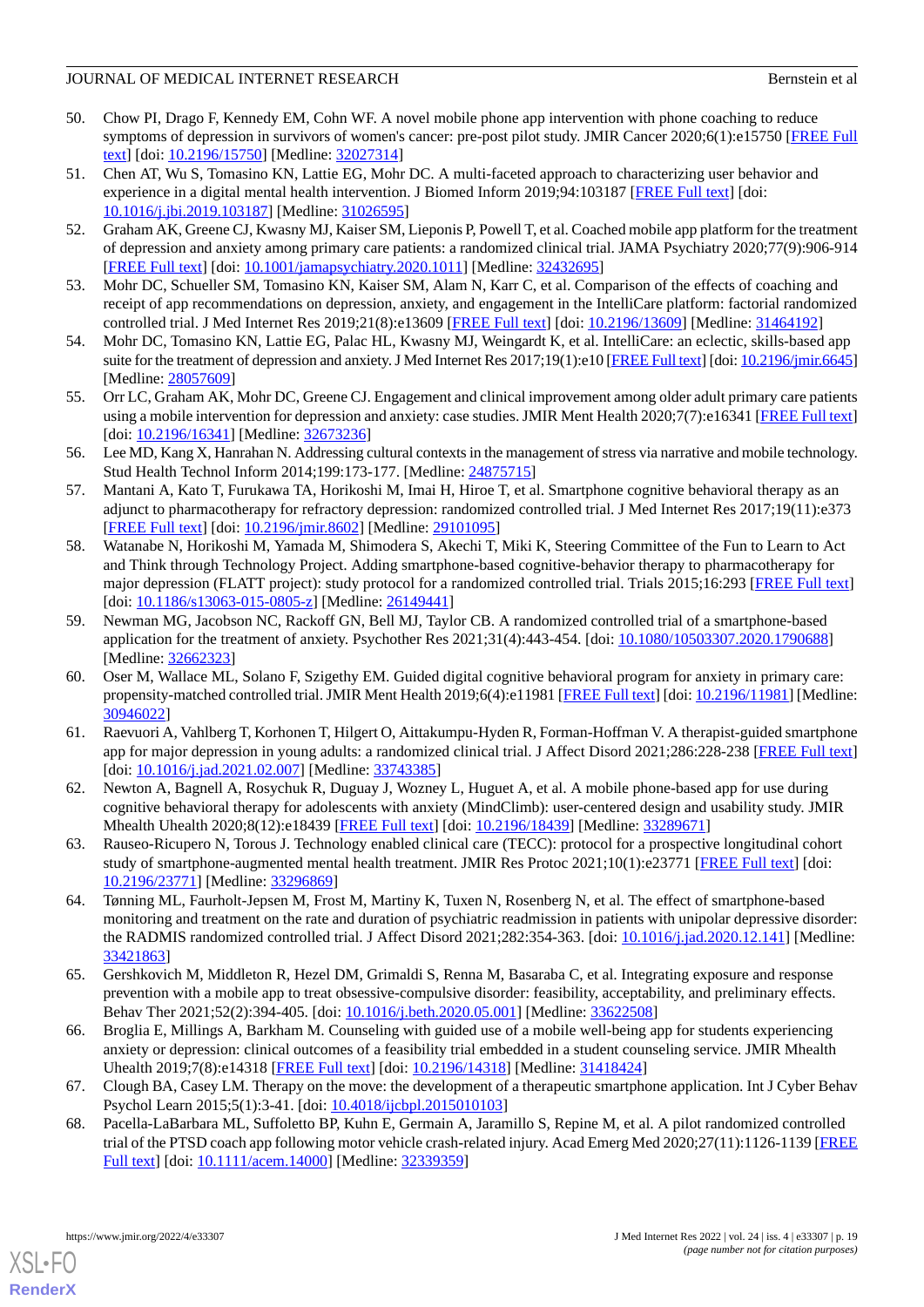50. Chow PI, Drago F, Kennedy EM, Cohn WF. A novel mobile phone app intervention with phone coaching to reduce symptoms of depression in survivors of women's cancer: pre-post pilot study. JMIR Cancer 2020;6(1):e15750 [FREE Full text] [doi: 10.2196/15750] [Medline: 32027314]
51. Chen AT, Wu S, Tomasino KN, Lattie EG, Mohr DC. A multi-faceted approach to characterizing user behavior and experience in a digital mental health intervention. J Biomed Inform 2019;94:103187 [FREE Full text] [doi: 10.1016/j.jbi.2019.103187] [Medline: 31026595]
52. Graham AK, Greene CJ, Kwasny MJ, Kaiser SM, Lieponis P, Powell T, et al. Coached mobile app platform for the treatment of depression and anxiety among primary care patients: a randomized clinical trial. JAMA Psychiatry 2020;77(9):906-914 [FREE Full text] [doi: 10.1001/jamapsychiatry.2020.1011] [Medline: 32432695]
53. Mohr DC, Schueller SM, Tomasino KN, Kaiser SM, Alam N, Karr C, et al. Comparison of the effects of coaching and receipt of app recommendations on depression, anxiety, and engagement in the IntelliCare platform: factorial randomized controlled trial. J Med Internet Res 2019;21(8):e13609 [FREE Full text] [doi: 10.2196/13609] [Medline: 31464192]
54. Mohr DC, Tomasino KN, Lattie EG, Palac HL, Kwasny MJ, Weingardt K, et al. IntelliCare: an eclectic, skills-based app suite for the treatment of depression and anxiety. J Med Internet Res 2017;19(1):e10 [FREE Full text] [doi: 10.2196/jmir.6645] [Medline: 28057609]
55. Orr LC, Graham AK, Mohr DC, Greene CJ. Engagement and clinical improvement among older adult primary care patients using a mobile intervention for depression and anxiety: case studies. JMIR Ment Health 2020;7(7):e16341 [FREE Full text] [doi: 10.2196/16341] [Medline: 32673236]
56. Lee MD, Kang X, Hanrahan N. Addressing cultural contexts in the management of stress via narrative and mobile technology. Stud Health Technol Inform 2014;199:173-177. [Medline: 24875715]
57. Mantani A, Kato T, Furukawa TA, Horikoshi M, Imai H, Hiroe T, et al. Smartphone cognitive behavioral therapy as an adjunct to pharmacotherapy for refractory depression: randomized controlled trial. J Med Internet Res 2017;19(11):e373 [FREE Full text] [doi: 10.2196/jmir.8602] [Medline: 29101095]
58. Watanabe N, Horikoshi M, Yamada M, Shimodera S, Akechi T, Miki K, Steering Committee of the Fun to Learn to Act and Think through Technology Project. Adding smartphone-based cognitive-behavior therapy to pharmacotherapy for major depression (FLATT project): study protocol for a randomized controlled trial. Trials 2015;16:293 [FREE Full text] [doi: 10.1186/s13063-015-0805-z] [Medline: 26149441]
59. Newman MG, Jacobson NC, Rackoff GN, Bell MJ, Taylor CB. A randomized controlled trial of a smartphone-based application for the treatment of anxiety. Psychother Res 2021;31(4):443-454. [doi: 10.1080/10503307.2020.1790688] [Medline: 32662323]
60. Oser M, Wallace ML, Solano F, Szigethy EM. Guided digital cognitive behavioral program for anxiety in primary care: propensity-matched controlled trial. JMIR Ment Health 2019;6(4):e11981 [FREE Full text] [doi: 10.2196/11981] [Medline: 30946022]
61. Raevuori A, Vahlberg T, Korhonen T, Hilgert O, Aittakumpu-Hyden R, Forman-Hoffman V. A therapist-guided smartphone app for major depression in young adults: a randomized clinical trial. J Affect Disord 2021;286:228-238 [FREE Full text] [doi: 10.1016/j.jad.2021.02.007] [Medline: 33743385]
62. Newton A, Bagnell A, Rosychuk R, Duguay J, Wozney L, Huguet A, et al. A mobile phone-based app for use during cognitive behavioral therapy for adolescents with anxiety (MindClimb): user-centered design and usability study. JMIR Mhealth Uhealth 2020;8(12):e18439 [FREE Full text] [doi: 10.2196/18439] [Medline: 33289671]
63. Rauseo-Ricupero N, Torous J. Technology enabled clinical care (TECC): protocol for a prospective longitudinal cohort study of smartphone-augmented mental health treatment. JMIR Res Protoc 2021;10(1):e23771 [FREE Full text] [doi: 10.2196/23771] [Medline: 33296869]
64. Tønning ML, Faurholt-Jepsen M, Frost M, Martiny K, Tuxen N, Rosenberg N, et al. The effect of smartphone-based monitoring and treatment on the rate and duration of psychiatric readmission in patients with unipolar depressive disorder: the RADMIS randomized controlled trial. J Affect Disord 2021;282:354-363. [doi: 10.1016/j.jad.2020.12.141] [Medline: 33421863]
65. Gershkovich M, Middleton R, Hezel DM, Grimaldi S, Renna M, Basaraba C, et al. Integrating exposure and response prevention with a mobile app to treat obsessive-compulsive disorder: feasibility, acceptability, and preliminary effects. Behav Ther 2021;52(2):394-405. [doi: 10.1016/j.beth.2020.05.001] [Medline: 33622508]
66. Broglia E, Millings A, Barkham M. Counseling with guided use of a mobile well-being app for students experiencing anxiety or depression: clinical outcomes of a feasibility trial embedded in a student counseling service. JMIR Mhealth Uhealth 2019;7(8):e14318 [FREE Full text] [doi: 10.2196/14318] [Medline: 31418424]
67. Clough BA, Casey LM. Therapy on the move: the development of a therapeutic smartphone application. Int J Cyber Behav Psychol Learn 2015;5(1):3-41. [doi: 10.4018/ijcbpl.2015010103]
68. Pacella-LaBarbara ML, Suffoletto BP, Kuhn E, Germain A, Jaramillo S, Repine M, et al. A pilot randomized controlled trial of the PTSD coach app following motor vehicle crash-related injury. Acad Emerg Med 2020;27(11):1126-1139 [FREE Full text] [doi: 10.1111/acem.14000] [Medline: 32339359]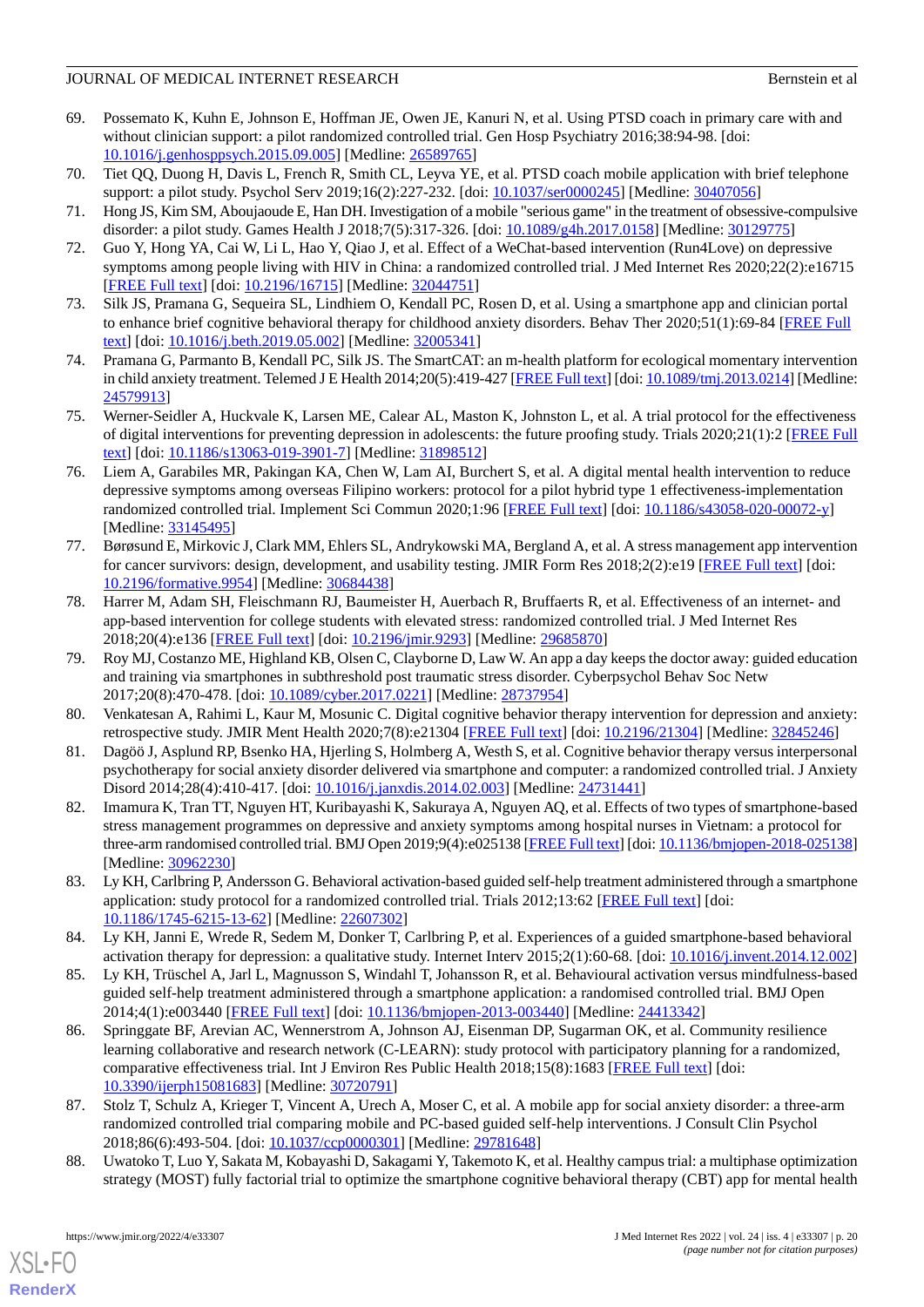69. Possemato K, Kuhn E, Johnson E, Hoffman JE, Owen JE, Kanuri N, et al. Using PTSD coach in primary care with and without clinician support: a pilot randomized controlled trial. Gen Hosp Psychiatry 2016;38:94-98. [doi: 10.1016/j.genhosppsych.2015.09.005] [Medline: 26589765]
70. Tiet QQ, Duong H, Davis L, French R, Smith CL, Leyva YE, et al. PTSD coach mobile application with brief telephone support: a pilot study. Psychol Serv 2019;16(2):227-232. [doi: 10.1037/ser0000245] [Medline: 30407056]
71. Hong JS, Kim SM, Aboujaoude E, Han DH. Investigation of a mobile "serious game" in the treatment of obsessive-compulsive disorder: a pilot study. Games Health J 2018;7(5):317-326. [doi: 10.1089/g4h.2017.0158] [Medline: 30129775]
72. Guo Y, Hong YA, Cai W, Li L, Hao Y, Qiao J, et al. Effect of a WeChat-based intervention (Run4Love) on depressive symptoms among people living with HIV in China: a randomized controlled trial. J Med Internet Res 2020;22(2):e16715 [FREE Full text] [doi: 10.2196/16715] [Medline: 32044751]
73. Silk JS, Pramana G, Sequeira SL, Lindhiem O, Kendall PC, Rosen D, et al. Using a smartphone app and clinician portal to enhance brief cognitive behavioral therapy for childhood anxiety disorders. Behav Ther 2020;51(1):69-84 [FREE Full text] [doi: 10.1016/j.beth.2019.05.002] [Medline: 32005341]
74. Pramana G, Parmanto B, Kendall PC, Silk JS. The SmartCAT: an m-health platform for ecological momentary intervention in child anxiety treatment. Telemed J E Health 2014;20(5):419-427 [FREE Full text] [doi: 10.1089/tmj.2013.0214] [Medline: 24579913]
75. Werner-Seidler A, Huckvale K, Larsen ME, Calear AL, Maston K, Johnston L, et al. A trial protocol for the effectiveness of digital interventions for preventing depression in adolescents: the future proofing study. Trials 2020;21(1):2 [FREE Full text] [doi: 10.1186/s13063-019-3901-7] [Medline: 31898512]
76. Liem A, Garabiles MR, Pakingan KA, Chen W, Lam AI, Burchert S, et al. A digital mental health intervention to reduce depressive symptoms among overseas Filipino workers: protocol for a pilot hybrid type 1 effectiveness-implementation randomized controlled trial. Implement Sci Commun 2020;1:96 [FREE Full text] [doi: 10.1186/s43058-020-00072-y] [Medline: 33145495]
77. Børøsund E, Mirkovic J, Clark MM, Ehlers SL, Andrykowski MA, Bergland A, et al. A stress management app intervention for cancer survivors: design, development, and usability testing. JMIR Form Res 2018;2(2):e19 [FREE Full text] [doi: 10.2196/formative.9954] [Medline: 30684438]
78. Harrer M, Adam SH, Fleischmann RJ, Baumeister H, Auerbach R, Bruffaerts R, et al. Effectiveness of an internet- and app-based intervention for college students with elevated stress: randomized controlled trial. J Med Internet Res 2018;20(4):e136 [FREE Full text] [doi: 10.2196/jmir.9293] [Medline: 29685870]
79. Roy MJ, Costanzo ME, Highland KB, Olsen C, Clayborne D, Law W. An app a day keeps the doctor away: guided education and training via smartphones in subthreshold post traumatic stress disorder. Cyberpsychol Behav Soc Netw 2017;20(8):470-478. [doi: 10.1089/cyber.2017.0221] [Medline: 28737954]
80. Venkatesan A, Rahimi L, Kaur M, Mosunic C. Digital cognitive behavior therapy intervention for depression and anxiety: retrospective study. JMIR Ment Health 2020;7(8):e21304 [FREE Full text] [doi: 10.2196/21304] [Medline: 32845246]
81. Dagöö J, Asplund RP, Bsenko HA, Hjerling S, Holmberg A, Westh S, et al. Cognitive behavior therapy versus interpersonal psychotherapy for social anxiety disorder delivered via smartphone and computer: a randomized controlled trial. J Anxiety Disord 2014;28(4):410-417. [doi: 10.1016/j.janxdis.2014.02.003] [Medline: 24731441]
82. Imamura K, Tran TT, Nguyen HT, Kuribayashi K, Sakuraya A, Nguyen AQ, et al. Effects of two types of smartphone-based stress management programmes on depressive and anxiety symptoms among hospital nurses in Vietnam: a protocol for three-arm randomised controlled trial. BMJ Open 2019;9(4):e025138 [FREE Full text] [doi: 10.1136/bmjopen-2018-025138] [Medline: 30962230]
83. Ly KH, Carlbring P, Andersson G. Behavioral activation-based guided self-help treatment administered through a smartphone application: study protocol for a randomized controlled trial. Trials 2012;13:62 [FREE Full text] [doi: 10.1186/1745-6215-13-62] [Medline: 22607302]
84. Ly KH, Janni E, Wrede R, Sedem M, Donker T, Carlbring P, et al. Experiences of a guided smartphone-based behavioral activation therapy for depression: a qualitative study. Internet Interv 2015;2(1):60-68. [doi: 10.1016/j.invent.2014.12.002]
85. Ly KH, Trüschel A, Jarl L, Magnusson S, Windahl T, Johansson R, et al. Behavioural activation versus mindfulness-based guided self-help treatment administered through a smartphone application: a randomised controlled trial. BMJ Open 2014;4(1):e003440 [FREE Full text] [doi: 10.1136/bmjopen-2013-003440] [Medline: 24413342]
86. Springgate BF, Arevian AC, Wennerstrom A, Johnson AJ, Eisenman DP, Sugarman OK, et al. Community resilience learning collaborative and research network (C-LEARN): study protocol with participatory planning for a randomized, comparative effectiveness trial. Int J Environ Res Public Health 2018;15(8):1683 [FREE Full text] [doi: 10.3390/ijerph15081683] [Medline: 30720791]
87. Stolz T, Schulz A, Krieger T, Vincent A, Urech A, Moser C, et al. A mobile app for social anxiety disorder: a three-arm randomized controlled trial comparing mobile and PC-based guided self-help interventions. J Consult Clin Psychol 2018;86(6):493-504. [doi: 10.1037/ccp0000301] [Medline: 29781648]
88. Uwatoko T, Luo Y, Sakata M, Kobayashi D, Sakagami Y, Takemoto K, et al. Healthy campus trial: a multiphase optimization strategy (MOST) fully factorial trial to optimize the smartphone cognitive behavioral therapy (CBT) app for mental health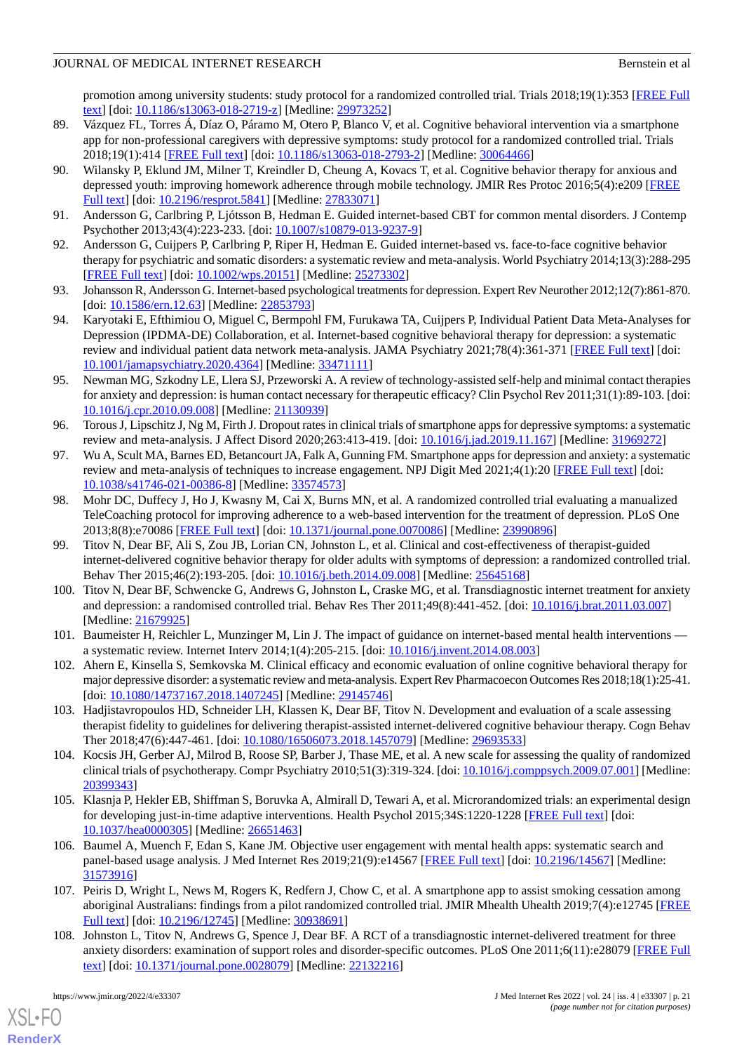promotion among university students: study protocol for a randomized controlled trial. Trials 2018;19(1):353 [FREE Full text] [doi: 10.1186/s13063-018-2719-z] [Medline: 29973252]

89. Vázquez FL, Torres Á, Díaz O, Páramo M, Otero P, Blanco V, et al. Cognitive behavioral intervention via a smartphone app for non-professional caregivers with depressive symptoms: study protocol for a randomized controlled trial. Trials 2018;19(1):414 [FREE Full text] [doi: 10.1186/s13063-018-2793-2] [Medline: 30064466]
90. Wilansky P, Eklund JM, Milner T, Kreindler D, Cheung A, Kovacs T, et al. Cognitive behavior therapy for anxious and depressed youth: improving homework adherence through mobile technology. JMIR Res Protoc 2016;5(4):e209 [FREE Full text] [doi: 10.2196/resprot.5841] [Medline: 27833071]
91. Andersson G, Carlbring P, Ljótsson B, Hedman E. Guided internet-based CBT for common mental disorders. J Contemp Psychother 2013;43(4):223-233. [doi: 10.1007/s10879-013-9237-9]
92. Andersson G, Cuijpers P, Carlbring P, Riper H, Hedman E. Guided internet-based vs. face-to-face cognitive behavior therapy for psychiatric and somatic disorders: a systematic review and meta-analysis. World Psychiatry 2014;13(3):288-295 [FREE Full text] [doi: 10.1002/wps.20151] [Medline: 25273302]
93. Johansson R, Andersson G. Internet-based psychological treatments for depression. Expert Rev Neurother 2012;12(7):861-870. [doi: 10.1586/ern.12.63] [Medline: 22853793]
94. Karyotaki E, Efthimiou O, Miguel C, Bermpohl FM, Furukawa TA, Cuijpers P, Individual Patient Data Meta-Analyses for Depression (IPDMA-DE) Collaboration, et al. Internet-based cognitive behavioral therapy for depression: a systematic review and individual patient data network meta-analysis. JAMA Psychiatry 2021;78(4):361-371 [FREE Full text] [doi: 10.1001/jamapsychiatry.2020.4364] [Medline: 33471111]
95. Newman MG, Szkodny LE, Llera SJ, Przeworski A. A review of technology-assisted self-help and minimal contact therapies for anxiety and depression: is human contact necessary for therapeutic efficacy? Clin Psychol Rev 2011;31(1):89-103. [doi: 10.1016/j.cpr.2010.09.008] [Medline: 21130939]
96. Torous J, Lipschitz J, Ng M, Firth J. Dropout rates in clinical trials of smartphone apps for depressive symptoms: a systematic review and meta-analysis. J Affect Disord 2020;263:413-419. [doi: 10.1016/j.jad.2019.11.167] [Medline: 31969272]
97. Wu A, Scult MA, Barnes ED, Betancourt JA, Falk A, Gunning FM. Smartphone apps for depression and anxiety: a systematic review and meta-analysis of techniques to increase engagement. NPJ Digit Med 2021;4(1):20 [FREE Full text] [doi: 10.1038/s41746-021-00386-8] [Medline: 33574573]
98. Mohr DC, Duffecy J, Ho J, Kwasny M, Cai X, Burns MN, et al. A randomized controlled trial evaluating a manualized TeleCoaching protocol for improving adherence to a web-based intervention for the treatment of depression. PLoS One 2013;8(8):e70086 [FREE Full text] [doi: 10.1371/journal.pone.0070086] [Medline: 23990896]
99. Titov N, Dear BF, Ali S, Zou JB, Lorian CN, Johnston L, et al. Clinical and cost-effectiveness of therapist-guided internet-delivered cognitive behavior therapy for older adults with symptoms of depression: a randomized controlled trial. Behav Ther 2015;46(2):193-205. [doi: 10.1016/j.beth.2014.09.008] [Medline: 25645168]
100. Titov N, Dear BF, Schwencke G, Andrews G, Johnston L, Craske MG, et al. Transdiagnostic internet treatment for anxiety and depression: a randomised controlled trial. Behav Res Ther 2011;49(8):441-452. [doi: 10.1016/j.brat.2011.03.007] [Medline: 21679925]
101. Baumeister H, Reichler L, Munzinger M, Lin J. The impact of guidance on internet-based mental health interventions — a systematic review. Internet Interv 2014;1(4):205-215. [doi: 10.1016/j.invent.2014.08.003]
102. Ahern E, Kinsella S, Semkovska M. Clinical efficacy and economic evaluation of online cognitive behavioral therapy for major depressive disorder: a systematic review and meta-analysis. Expert Rev Pharmacoecon Outcomes Res 2018;18(1):25-41. [doi: 10.1080/14737167.2018.1407245] [Medline: 29145746]
103. Hadjistavropoulos HD, Schneider LH, Klassen K, Dear BF, Titov N. Development and evaluation of a scale assessing therapist fidelity to guidelines for delivering therapist-assisted internet-delivered cognitive behaviour therapy. Cogn Behav Ther 2018;47(6):447-461. [doi: 10.1080/16506073.2018.1457079] [Medline: 29693533]
104. Kocsis JH, Gerber AJ, Milrod B, Roose SP, Barber J, Thase ME, et al. A new scale for assessing the quality of randomized clinical trials of psychotherapy. Compr Psychiatry 2010;51(3):319-324. [doi: 10.1016/j.comppsych.2009.07.001] [Medline: 20399343]
105. Klasnja P, Hekler EB, Shiffman S, Boruvka A, Almirall D, Tewari A, et al. Microrandomized trials: an experimental design for developing just-in-time adaptive interventions. Health Psychol 2015;34S:1220-1228 [FREE Full text] [doi: 10.1037/hea0000305] [Medline: 26651463]
106. Baumel A, Muench F, Edan S, Kane JM. Objective user engagement with mental health apps: systematic search and panel-based usage analysis. J Med Internet Res 2019;21(9):e14567 [FREE Full text] [doi: 10.2196/14567] [Medline: 31573916]
107. Peiris D, Wright L, News M, Rogers K, Redfern J, Chow C, et al. A smartphone app to assist smoking cessation among aboriginal Australians: findings from a pilot randomized controlled trial. JMIR Mhealth Uhealth 2019;7(4):e12745 [FREE Full text] [doi: 10.2196/12745] [Medline: 30938691]
108. Johnston L, Titov N, Andrews G, Spence J, Dear BF. A RCT of a transdiagnostic internet-delivered treatment for three anxiety disorders: examination of support roles and disorder-specific outcomes. PLoS One 2011;6(11):e28079 [FREE Full text] [doi: 10.1371/journal.pone.0028079] [Medline: 22132216]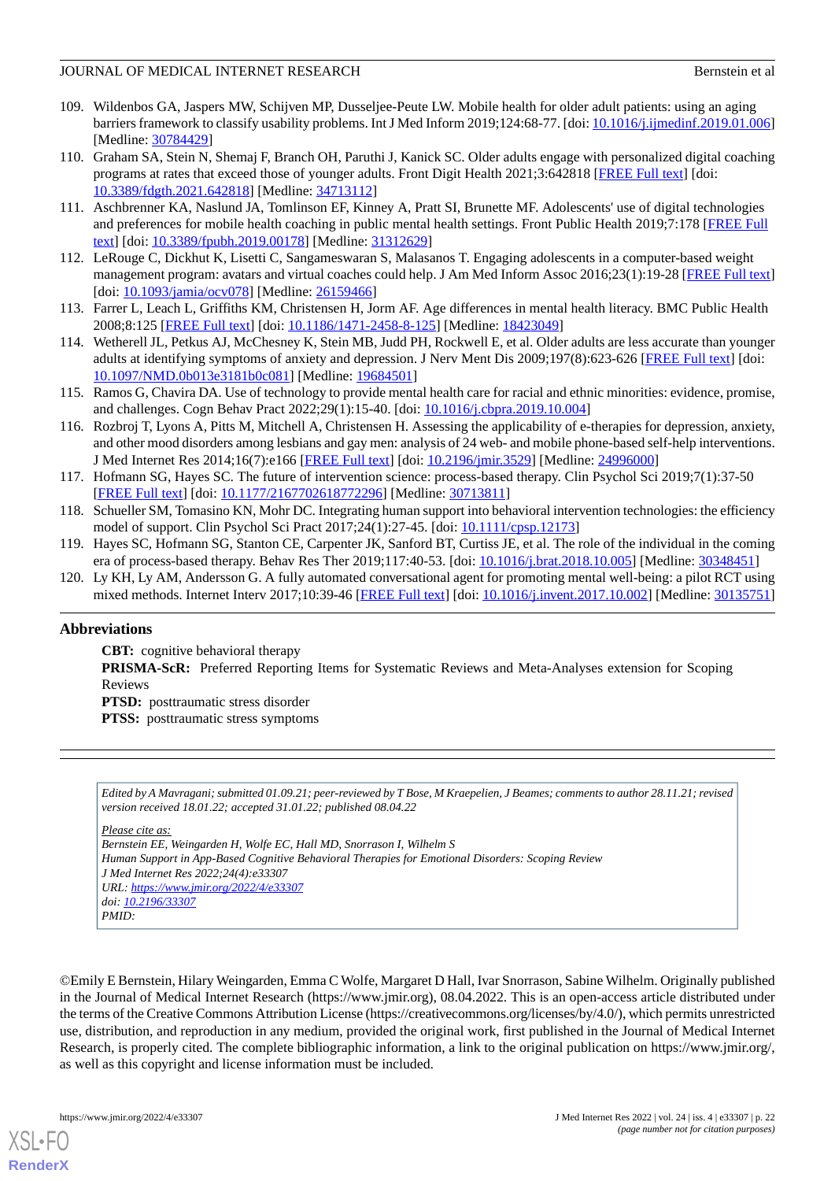109. Wildenbos GA, Jaspers MW, Schijven MP, Dusseljee-Peute LW. Mobile health for older adult patients: using an aging barriers framework to classify usability problems. Int J Med Inform 2019;124:68-77. [doi: 10.1016/j.ijmedinf.2019.01.006] [Medline: 30784429]
110. Graham SA, Stein N, Shemaj F, Branch OH, Paruthi J, Kanick SC. Older adults engage with personalized digital coaching programs at rates that exceed those of younger adults. Front Digit Health 2021;3:642818 [FREE Full text] [doi: 10.3389/fdgth.2021.642818] [Medline: 34713112]
111. Aschbrenner KA, Naslund JA, Tomlinson EF, Kinney A, Pratt SI, Brunette MF. Adolescents' use of digital technologies and preferences for mobile health coaching in public mental health settings. Front Public Health 2019;7:178 [FREE Full text] [doi: 10.3389/fpubh.2019.00178] [Medline: 31312629]
112. LeRouge C, Dickhut K, Lisetti C, Sangameswaran S, Malasanos T. Engaging adolescents in a computer-based weight management program: avatars and virtual coaches could help. J Am Med Inform Assoc 2016;23(1):19-28 [FREE Full text] [doi: 10.1093/jamia/ocv078] [Medline: 26159466]
113. Farrer L, Leach L, Griffiths KM, Christensen H, Jorm AF. Age differences in mental health literacy. BMC Public Health 2008;8:125 [FREE Full text] [doi: 10.1186/1471-2458-8-125] [Medline: 18423049]
114. Wetherell JL, Petkus AJ, McChesney K, Stein MB, Judd PH, Rockwell E, et al. Older adults are less accurate than younger adults at identifying symptoms of anxiety and depression. J Nerv Ment Dis 2009;197(8):623-626 [FREE Full text] [doi: 10.1097/NMD.0b013e3181b0c081] [Medline: 19684501]
115. Ramos G, Chavira DA. Use of technology to provide mental health care for racial and ethnic minorities: evidence, promise, and challenges. Cogn Behav Pract 2022;29(1):15-40. [doi: 10.1016/j.cbpra.2019.10.004]
116. Rozbroj T, Lyons A, Pitts M, Mitchell A, Christensen H. Assessing the applicability of e-therapies for depression, anxiety, and other mood disorders among lesbians and gay men: analysis of 24 web- and mobile phone-based self-help interventions. J Med Internet Res 2014;16(7):e166 [FREE Full text] [doi: 10.2196/jmir.3529] [Medline: 24996000]
117. Hofmann SG, Hayes SC. The future of intervention science: process-based therapy. Clin Psychol Sci 2019;7(1):37-50 [FREE Full text] [doi: 10.1177/2167702618772296] [Medline: 30713811]
118. Schueller SM, Tomasino KN, Mohr DC. Integrating human support into behavioral intervention technologies: the efficiency model of support. Clin Psychol Sci Pract 2017;24(1):27-45. [doi: 10.1111/cpsp.12173]
119. Hayes SC, Hofmann SG, Stanton CE, Carpenter JK, Sanford BT, Curtiss JE, et al. The role of the individual in the coming era of process-based therapy. Behav Res Ther 2019;117:40-53. [doi: 10.1016/j.brat.2018.10.005] [Medline: 30348451]
120. Ly KH, Ly AM, Andersson G. A fully automated conversational agent for promoting mental well-being: a pilot RCT using mixed methods. Internet Interv 2017;10:39-46 [FREE Full text] [doi: 10.1016/j.invent.2017.10.002] [Medline: 30135751]

## Abbreviations

**CBT:** cognitive behavioral therapy
**PRISMA-ScR:** Preferred Reporting Items for Systematic Reviews and Meta-Analyses extension for Scoping Reviews
**PTSD:** posttraumatic stress disorder
**PTSS:** posttraumatic stress symptoms

---

*Edited by A Mavragani; submitted 01.09.21; peer-reviewed by T Bose, M Kraepelien, J Beames; comments to author 28.11.21; revised version received 18.01.22; accepted 31.01.22; published 08.04.22*

*Please cite as:*
*Bernstein EE, Weingarden H, Wolfe EC, Hall MD, Snorrason I, Wilhelm S*
*Human Support in App-Based Cognitive Behavioral Therapies for Emotional Disorders: Scoping Review*
*J Med Internet Res 2022;24(4):e33307*
*URL: https://www.jmir.org/2022/4/e33307*
*doi: 10.2196/33307*
*PMID:*

©Emily E Bernstein, Hilary Weingarden, Emma C Wolfe, Margaret D Hall, Ivar Snorrason, Sabine Wilhelm. Originally published in the Journal of Medical Internet Research (https://www.jmir.org), 08.04.2022. This is an open-access article distributed under the terms of the Creative Commons Attribution License (https://creativecommons.org/licenses/by/4.0/), which permits unrestricted use, distribution, and reproduction in any medium, provided the original work, first published in the Journal of Medical Internet Research, is properly cited. The complete bibliographic information, a link to the original publication on https://www.jmir.org/, as well as this copyright and license information must be included.